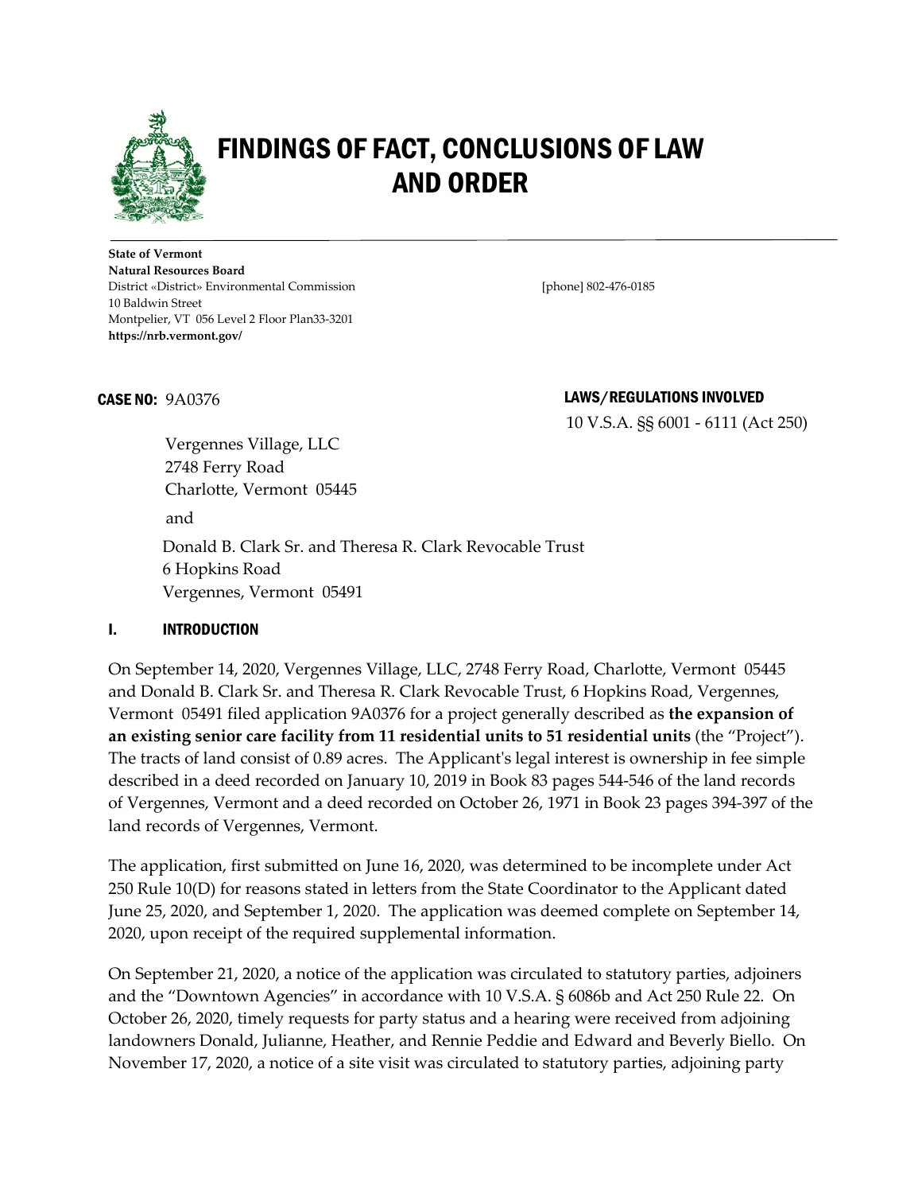# FINDINGS OF FACT, CONCLUSIONS OF LAW AND ORDER

**State of Vermont**
**Natural Resources Board**
District «District» Environmental Commission
10 Baldwin Street
Montpelier, VT 056 Level 2 Floor Plan33-3201
**https://nrb.vermont.gov/**

[phone] 802-476-0185

**CASE NO:** 9A0376

**LAWS/REGULATIONS INVOLVED**
10 V.S.A. §§ 6001 - 6111 (Act 250)

Vergennes Village, LLC
2748 Ferry Road
Charlotte, Vermont 05445

and

Donald B. Clark Sr. and Theresa R. Clark Revocable Trust
6 Hopkins Road
Vergennes, Vermont 05491

## I. INTRODUCTION

On September 14, 2020, Vergennes Village, LLC, 2748 Ferry Road, Charlotte, Vermont 05445 and Donald B. Clark Sr. and Theresa R. Clark Revocable Trust, 6 Hopkins Road, Vergennes, Vermont 05491 filed application 9A0376 for a project generally described as **the expansion of an existing senior care facility from 11 residential units to 51 residential units** (the "Project"). The tracts of land consist of 0.89 acres. The Applicant's legal interest is ownership in fee simple described in a deed recorded on January 10, 2019 in Book 83 pages 544-546 of the land records of Vergennes, Vermont and a deed recorded on October 26, 1971 in Book 23 pages 394-397 of the land records of Vergennes, Vermont.

The application, first submitted on June 16, 2020, was determined to be incomplete under Act 250 Rule 10(D) for reasons stated in letters from the State Coordinator to the Applicant dated June 25, 2020, and September 1, 2020. The application was deemed complete on September 14, 2020, upon receipt of the required supplemental information.

On September 21, 2020, a notice of the application was circulated to statutory parties, adjoiners and the "Downtown Agencies" in accordance with 10 V.S.A. § 6086b and Act 250 Rule 22. On October 26, 2020, timely requests for party status and a hearing were received from adjoining landowners Donald, Julianne, Heather, and Rennie Peddie and Edward and Beverly Biello. On November 17, 2020, a notice of a site visit was circulated to statutory parties, adjoining party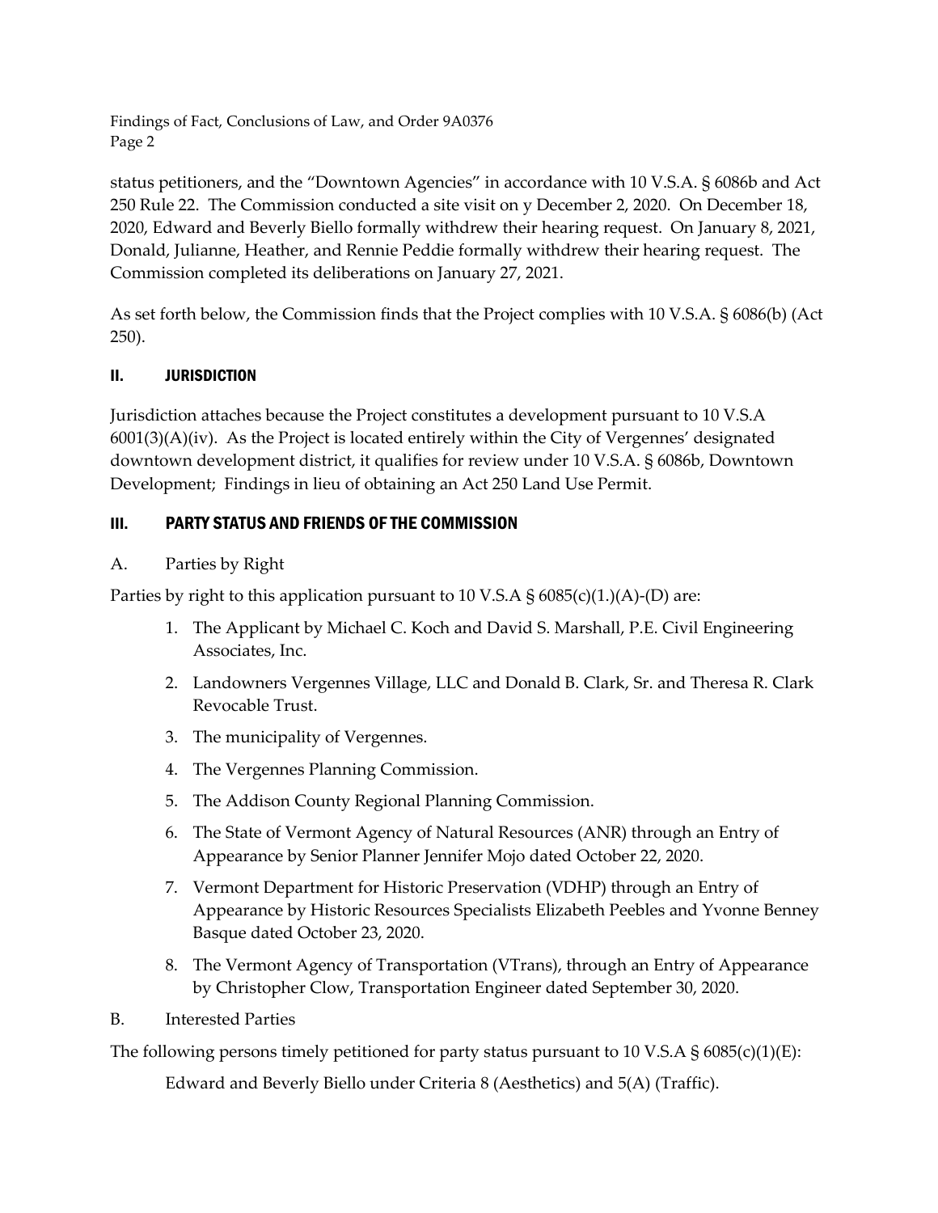status petitioners, and the "Downtown Agencies" in accordance with 10 V.S.A. § 6086b and Act 250 Rule 22. The Commission conducted a site visit on y December 2, 2020. On December 18, 2020, Edward and Beverly Biello formally withdrew their hearing request. On January 8, 2021, Donald, Julianne, Heather, and Rennie Peddie formally withdrew their hearing request. The Commission completed its deliberations on January 27, 2021.

As set forth below, the Commission finds that the Project complies with 10 V.S.A. § 6086(b) (Act 250).

## II. JURISDICTION

Jurisdiction attaches because the Project constitutes a development pursuant to 10 V.S.A 6001(3)(A)(iv). As the Project is located entirely within the City of Vergennes' designated downtown development district, it qualifies for review under 10 V.S.A. § 6086b, Downtown Development; Findings in lieu of obtaining an Act 250 Land Use Permit.

## III. PARTY STATUS AND FRIENDS OF THE COMMISSION

### A. Parties by Right

Parties by right to this application pursuant to 10 V.S.A § 6085(c)(1.)(A)-(D) are:

1. The Applicant by Michael C. Koch and David S. Marshall, P.E. Civil Engineering Associates, Inc.
2. Landowners Vergennes Village, LLC and Donald B. Clark, Sr. and Theresa R. Clark Revocable Trust.
3. The municipality of Vergennes.
4. The Vergennes Planning Commission.
5. The Addison County Regional Planning Commission.
6. The State of Vermont Agency of Natural Resources (ANR) through an Entry of Appearance by Senior Planner Jennifer Mojo dated October 22, 2020.
7. Vermont Department for Historic Preservation (VDHP) through an Entry of Appearance by Historic Resources Specialists Elizabeth Peebles and Yvonne Benney Basque dated October 23, 2020.
8. The Vermont Agency of Transportation (VTrans), through an Entry of Appearance by Christopher Clow, Transportation Engineer dated September 30, 2020.

### B. Interested Parties

The following persons timely petitioned for party status pursuant to 10 V.S.A § 6085(c)(1)(E):

Edward and Beverly Biello under Criteria 8 (Aesthetics) and 5(A) (Traffic).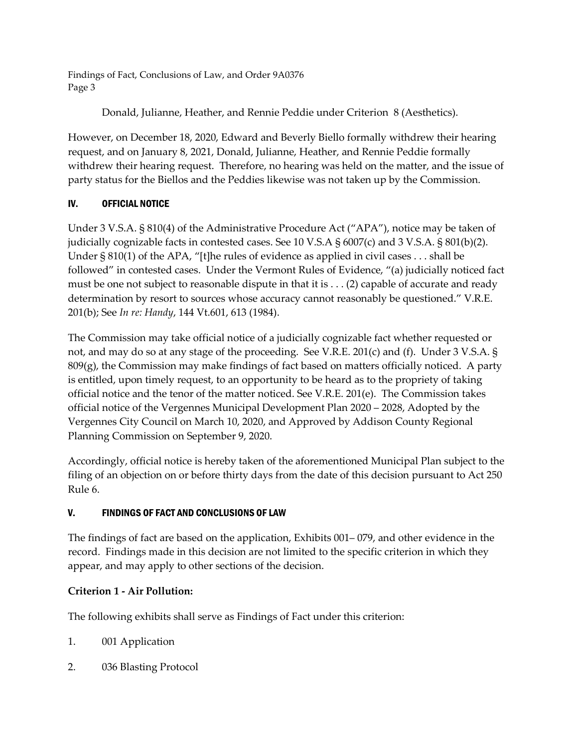Donald, Julianne, Heather, and Rennie Peddie under Criterion 8 (Aesthetics).

However, on December 18, 2020, Edward and Beverly Biello formally withdrew their hearing request, and on January 8, 2021, Donald, Julianne, Heather, and Rennie Peddie formally withdrew their hearing request. Therefore, no hearing was held on the matter, and the issue of party status for the Biellos and the Peddies likewise was not taken up by the Commission.

## IV. OFFICIAL NOTICE

Under 3 V.S.A. § 810(4) of the Administrative Procedure Act ("APA"), notice may be taken of judicially cognizable facts in contested cases. See 10 V.S.A § 6007(c) and 3 V.S.A. § 801(b)(2). Under § 810(1) of the APA, "[t]he rules of evidence as applied in civil cases . . . shall be followed" in contested cases. Under the Vermont Rules of Evidence, "(a) judicially noticed fact must be one not subject to reasonable dispute in that it is . . . (2) capable of accurate and ready determination by resort to sources whose accuracy cannot reasonably be questioned." V.R.E. 201(b); See *In re: Handy*, 144 Vt.601, 613 (1984).

The Commission may take official notice of a judicially cognizable fact whether requested or not, and may do so at any stage of the proceeding. See V.R.E. 201(c) and (f). Under 3 V.S.A. § 809(g), the Commission may make findings of fact based on matters officially noticed. A party is entitled, upon timely request, to an opportunity to be heard as to the propriety of taking official notice and the tenor of the matter noticed. See V.R.E. 201(e). The Commission takes official notice of the Vergennes Municipal Development Plan 2020 – 2028, Adopted by the Vergennes City Council on March 10, 2020, and Approved by Addison County Regional Planning Commission on September 9, 2020.

Accordingly, official notice is hereby taken of the aforementioned Municipal Plan subject to the filing of an objection on or before thirty days from the date of this decision pursuant to Act 250 Rule 6.

## V. FINDINGS OF FACT AND CONCLUSIONS OF LAW

The findings of fact are based on the application, Exhibits 001– 079, and other evidence in the record. Findings made in this decision are not limited to the specific criterion in which they appear, and may apply to other sections of the decision.

**Criterion 1 - Air Pollution:**

The following exhibits shall serve as Findings of Fact under this criterion:

1. 001 Application
2. 036 Blasting Protocol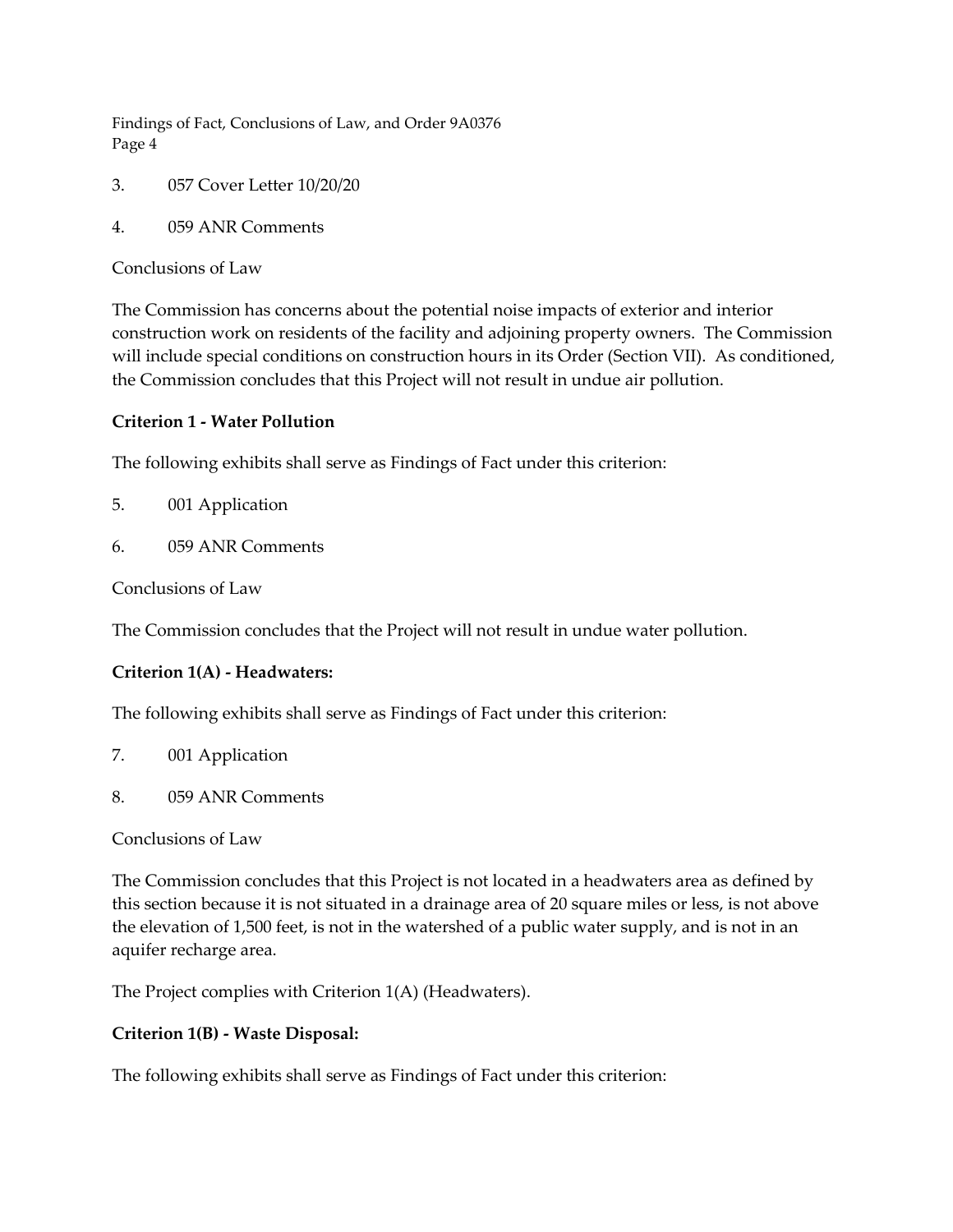3. 057 Cover Letter 10/20/20

4. 059 ANR Comments

Conclusions of Law

The Commission has concerns about the potential noise impacts of exterior and interior construction work on residents of the facility and adjoining property owners. The Commission will include special conditions on construction hours in its Order (Section VII). As conditioned, the Commission concludes that this Project will not result in undue air pollution.

**Criterion 1 - Water Pollution**

The following exhibits shall serve as Findings of Fact under this criterion:

5. 001 Application

6. 059 ANR Comments

Conclusions of Law

The Commission concludes that the Project will not result in undue water pollution.

**Criterion 1(A) - Headwaters:**

The following exhibits shall serve as Findings of Fact under this criterion:

7. 001 Application

8. 059 ANR Comments

Conclusions of Law

The Commission concludes that this Project is not located in a headwaters area as defined by this section because it is not situated in a drainage area of 20 square miles or less, is not above the elevation of 1,500 feet, is not in the watershed of a public water supply, and is not in an aquifer recharge area.

The Project complies with Criterion 1(A) (Headwaters).

**Criterion 1(B) - Waste Disposal:**

The following exhibits shall serve as Findings of Fact under this criterion: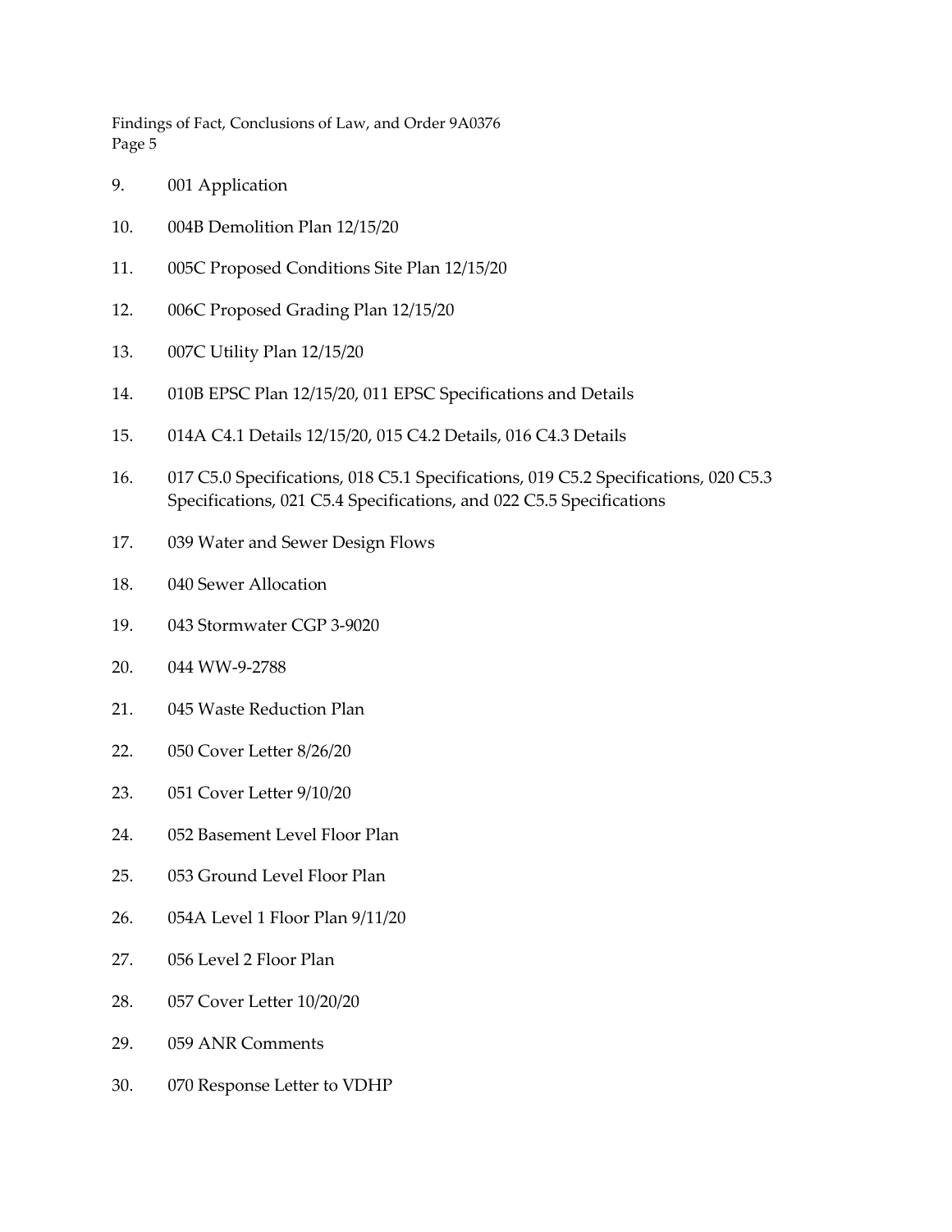9. 001 Application

10. 004B Demolition Plan 12/15/20

11. 005C Proposed Conditions Site Plan 12/15/20

12. 006C Proposed Grading Plan 12/15/20

13. 007C Utility Plan 12/15/20

14. 010B EPSC Plan 12/15/20, 011 EPSC Specifications and Details

15. 014A C4.1 Details 12/15/20, 015 C4.2 Details, 016 C4.3 Details

16. 017 C5.0 Specifications, 018 C5.1 Specifications, 019 C5.2 Specifications, 020 C5.3 Specifications, 021 C5.4 Specifications, and 022 C5.5 Specifications

17. 039 Water and Sewer Design Flows

18. 040 Sewer Allocation

19. 043 Stormwater CGP 3-9020

20. 044 WW-9-2788

21. 045 Waste Reduction Plan

22. 050 Cover Letter 8/26/20

23. 051 Cover Letter 9/10/20

24. 052 Basement Level Floor Plan

25. 053 Ground Level Floor Plan

26. 054A Level 1 Floor Plan 9/11/20

27. 056 Level 2 Floor Plan

28. 057 Cover Letter 10/20/20

29. 059 ANR Comments

30. 070 Response Letter to VDHP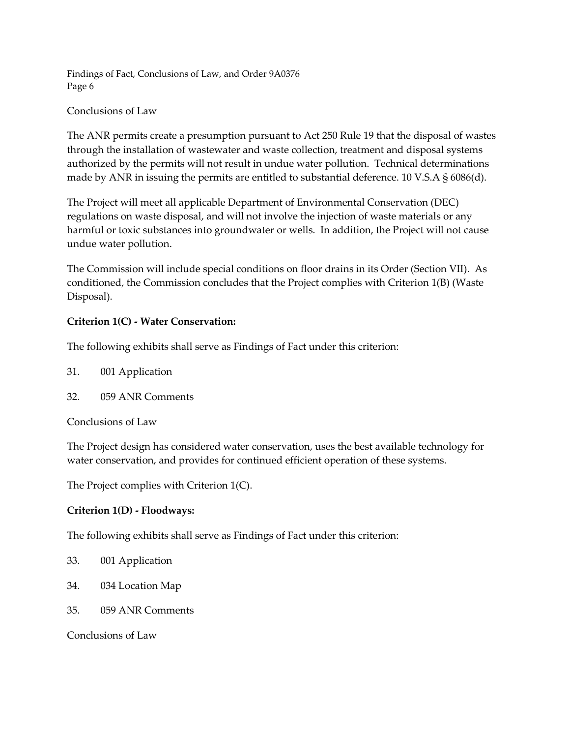Conclusions of Law

The ANR permits create a presumption pursuant to Act 250 Rule 19 that the disposal of wastes through the installation of wastewater and waste collection, treatment and disposal systems authorized by the permits will not result in undue water pollution. Technical determinations made by ANR in issuing the permits are entitled to substantial deference. 10 V.S.A § 6086(d).

The Project will meet all applicable Department of Environmental Conservation (DEC) regulations on waste disposal, and will not involve the injection of waste materials or any harmful or toxic substances into groundwater or wells. In addition, the Project will not cause undue water pollution.

The Commission will include special conditions on floor drains in its Order (Section VII). As conditioned, the Commission concludes that the Project complies with Criterion 1(B) (Waste Disposal).

**Criterion 1(C) - Water Conservation:**

The following exhibits shall serve as Findings of Fact under this criterion:

31. 001 Application

32. 059 ANR Comments

Conclusions of Law

The Project design has considered water conservation, uses the best available technology for water conservation, and provides for continued efficient operation of these systems.

The Project complies with Criterion 1(C).

**Criterion 1(D) - Floodways:**

The following exhibits shall serve as Findings of Fact under this criterion:

33. 001 Application

34. 034 Location Map

35. 059 ANR Comments

Conclusions of Law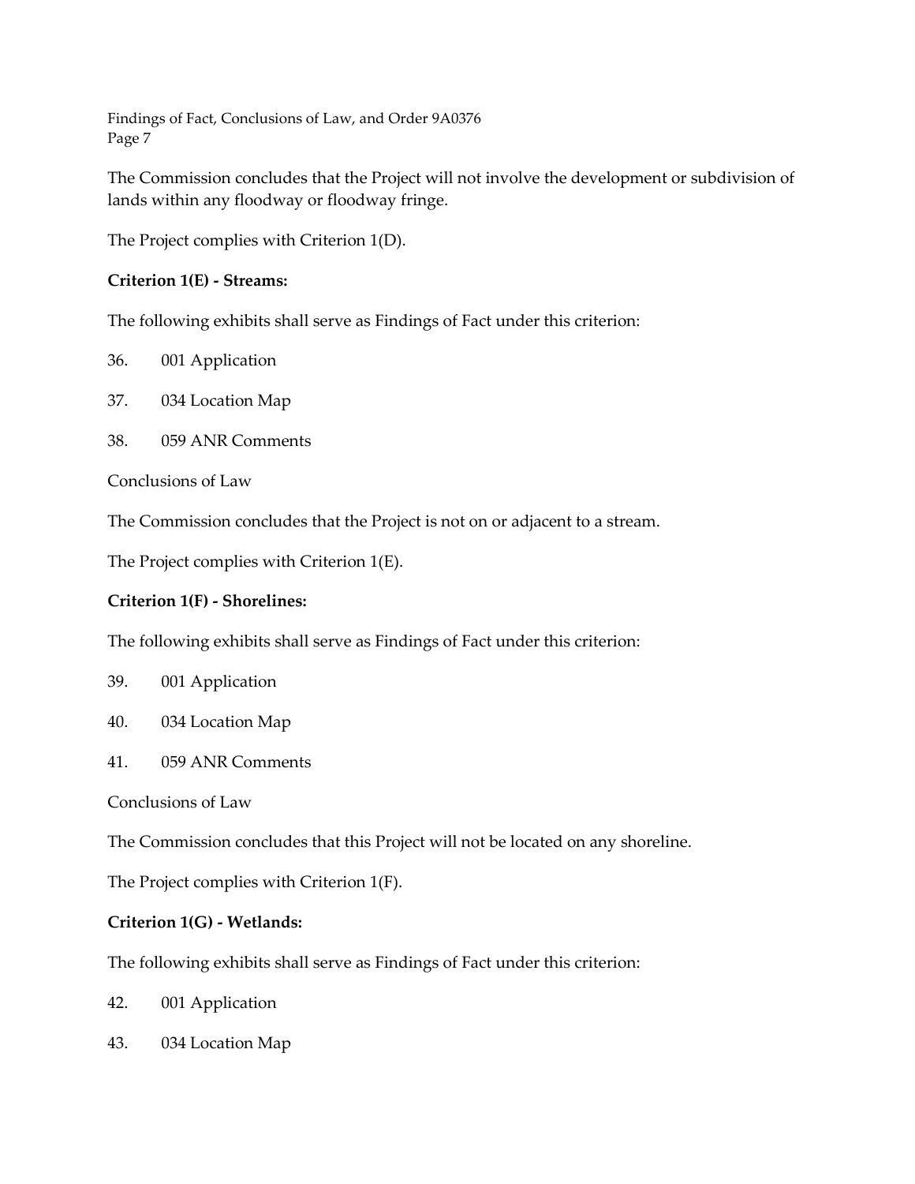The Commission concludes that the Project will not involve the development or subdivision of lands within any floodway or floodway fringe.

The Project complies with Criterion 1(D).

**Criterion 1(E) - Streams:**

The following exhibits shall serve as Findings of Fact under this criterion:

36. 001 Application

37. 034 Location Map

38. 059 ANR Comments

Conclusions of Law

The Commission concludes that the Project is not on or adjacent to a stream.

The Project complies with Criterion 1(E).

**Criterion 1(F) - Shorelines:**

The following exhibits shall serve as Findings of Fact under this criterion:

39. 001 Application

40. 034 Location Map

41. 059 ANR Comments

Conclusions of Law

The Commission concludes that this Project will not be located on any shoreline.

The Project complies with Criterion 1(F).

**Criterion 1(G) - Wetlands:**

The following exhibits shall serve as Findings of Fact under this criterion:

42. 001 Application

43. 034 Location Map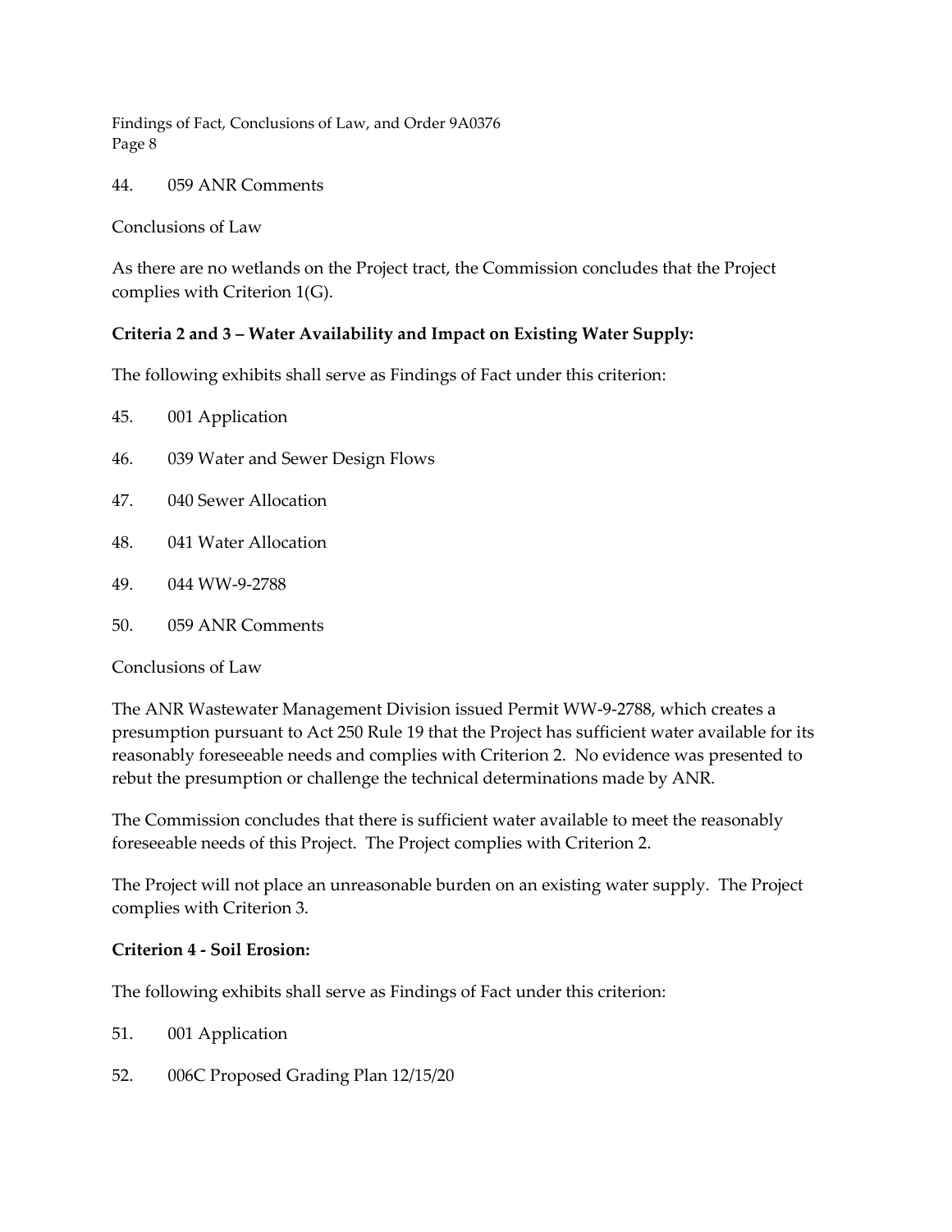44. 059 ANR Comments

Conclusions of Law

As there are no wetlands on the Project tract, the Commission concludes that the Project complies with Criterion 1(G).

**Criteria 2 and 3 – Water Availability and Impact on Existing Water Supply:**

The following exhibits shall serve as Findings of Fact under this criterion:

45. 001 Application

46. 039 Water and Sewer Design Flows

47. 040 Sewer Allocation

48. 041 Water Allocation

49. 044 WW-9-2788

50. 059 ANR Comments

Conclusions of Law

The ANR Wastewater Management Division issued Permit WW-9-2788, which creates a presumption pursuant to Act 250 Rule 19 that the Project has sufficient water available for its reasonably foreseeable needs and complies with Criterion 2. No evidence was presented to rebut the presumption or challenge the technical determinations made by ANR.

The Commission concludes that there is sufficient water available to meet the reasonably foreseeable needs of this Project. The Project complies with Criterion 2.

The Project will not place an unreasonable burden on an existing water supply. The Project complies with Criterion 3.

**Criterion 4 - Soil Erosion:**

The following exhibits shall serve as Findings of Fact under this criterion:

51. 001 Application

52. 006C Proposed Grading Plan 12/15/20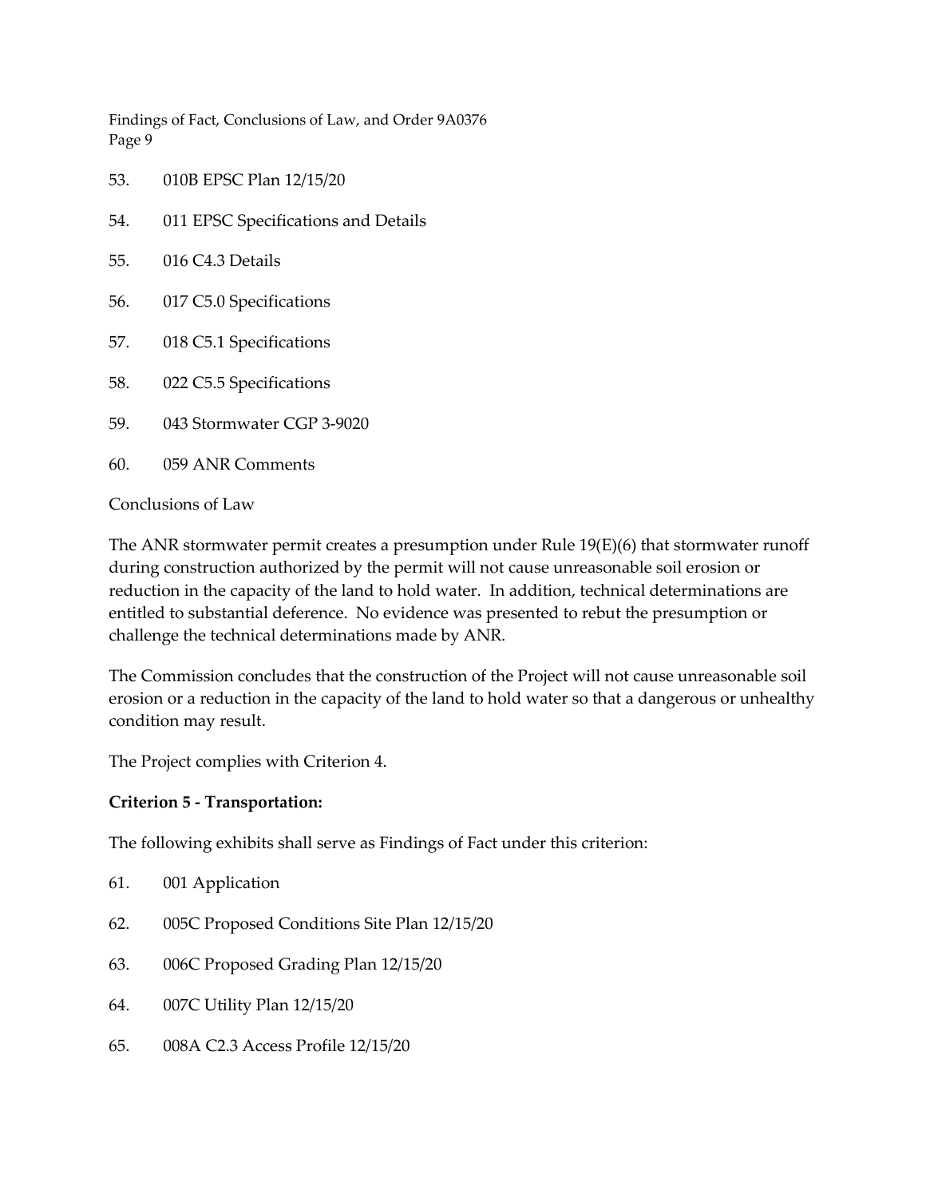53. 010B EPSC Plan 12/15/20

54. 011 EPSC Specifications and Details

55. 016 C4.3 Details

56. 017 C5.0 Specifications

57. 018 C5.1 Specifications

58. 022 C5.5 Specifications

59. 043 Stormwater CGP 3-9020

60. 059 ANR Comments

Conclusions of Law

The ANR stormwater permit creates a presumption under Rule 19(E)(6) that stormwater runoff during construction authorized by the permit will not cause unreasonable soil erosion or reduction in the capacity of the land to hold water. In addition, technical determinations are entitled to substantial deference. No evidence was presented to rebut the presumption or challenge the technical determinations made by ANR.

The Commission concludes that the construction of the Project will not cause unreasonable soil erosion or a reduction in the capacity of the land to hold water so that a dangerous or unhealthy condition may result.

The Project complies with Criterion 4.

**Criterion 5 - Transportation:**

The following exhibits shall serve as Findings of Fact under this criterion:

61. 001 Application

62. 005C Proposed Conditions Site Plan 12/15/20

63. 006C Proposed Grading Plan 12/15/20

64. 007C Utility Plan 12/15/20

65. 008A C2.3 Access Profile 12/15/20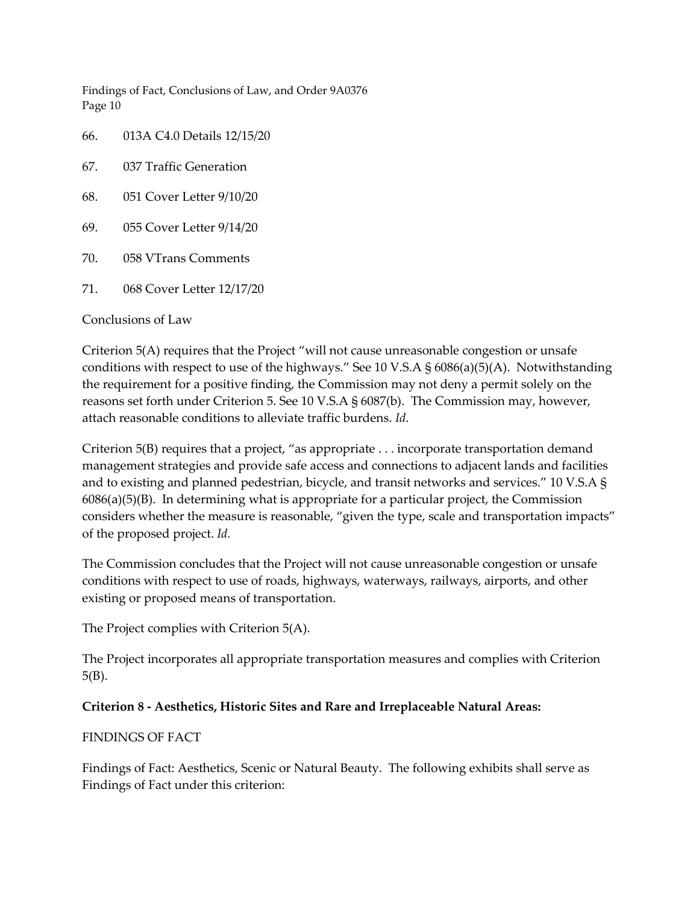66. 013A C4.0 Details 12/15/20

67. 037 Traffic Generation

68. 051 Cover Letter 9/10/20

69. 055 Cover Letter 9/14/20

70. 058 VTrans Comments

71. 068 Cover Letter 12/17/20

Conclusions of Law

Criterion 5(A) requires that the Project "will not cause unreasonable congestion or unsafe conditions with respect to use of the highways." See 10 V.S.A § 6086(a)(5)(A). Notwithstanding the requirement for a positive finding, the Commission may not deny a permit solely on the reasons set forth under Criterion 5. See 10 V.S.A § 6087(b). The Commission may, however, attach reasonable conditions to alleviate traffic burdens. *Id*.

Criterion 5(B) requires that a project, "as appropriate . . . incorporate transportation demand management strategies and provide safe access and connections to adjacent lands and facilities and to existing and planned pedestrian, bicycle, and transit networks and services." 10 V.S.A § 6086(a)(5)(B). In determining what is appropriate for a particular project, the Commission considers whether the measure is reasonable, "given the type, scale and transportation impacts" of the proposed project. *Id.*

The Commission concludes that the Project will not cause unreasonable congestion or unsafe conditions with respect to use of roads, highways, waterways, railways, airports, and other existing or proposed means of transportation.

The Project complies with Criterion 5(A).

The Project incorporates all appropriate transportation measures and complies with Criterion 5(B).

**Criterion 8 - Aesthetics, Historic Sites and Rare and Irreplaceable Natural Areas:**

FINDINGS OF FACT

Findings of Fact: Aesthetics, Scenic or Natural Beauty. The following exhibits shall serve as Findings of Fact under this criterion: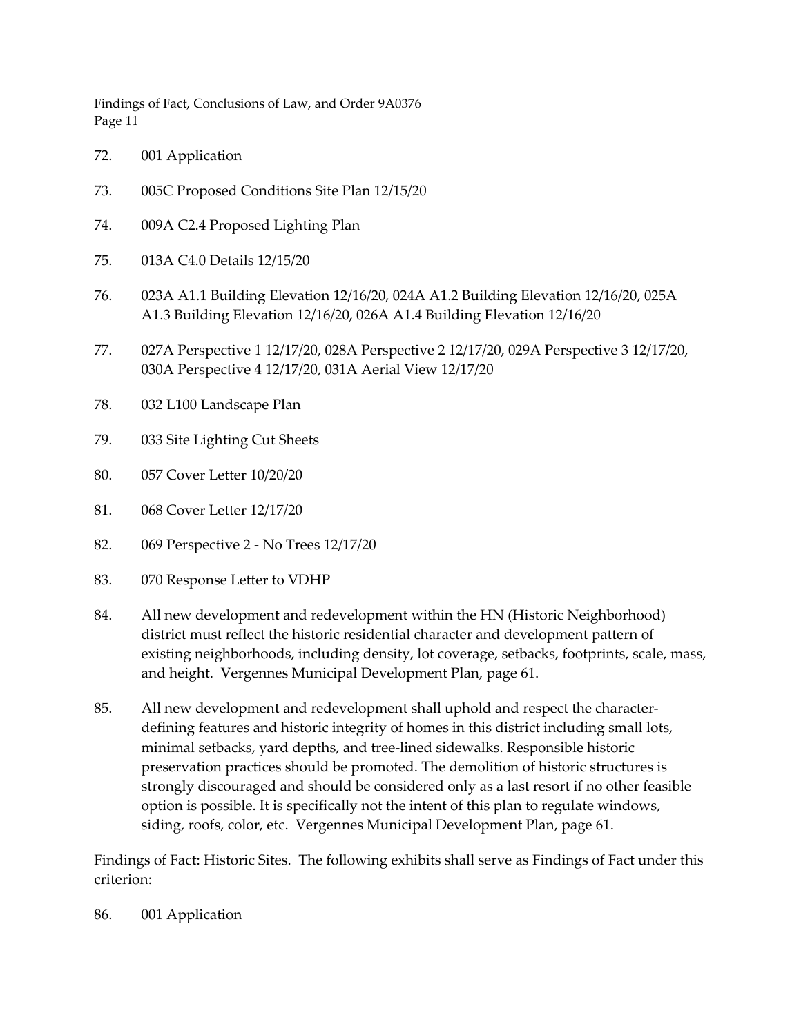72. 001 Application

73. 005C Proposed Conditions Site Plan 12/15/20

74. 009A C2.4 Proposed Lighting Plan

75. 013A C4.0 Details 12/15/20

76. 023A A1.1 Building Elevation 12/16/20, 024A A1.2 Building Elevation 12/16/20, 025A A1.3 Building Elevation 12/16/20, 026A A1.4 Building Elevation 12/16/20

77. 027A Perspective 1 12/17/20, 028A Perspective 2 12/17/20, 029A Perspective 3 12/17/20, 030A Perspective 4 12/17/20, 031A Aerial View 12/17/20

78. 032 L100 Landscape Plan

79. 033 Site Lighting Cut Sheets

80. 057 Cover Letter 10/20/20

81. 068 Cover Letter 12/17/20

82. 069 Perspective 2 - No Trees 12/17/20

83. 070 Response Letter to VDHP

84. All new development and redevelopment within the HN (Historic Neighborhood) district must reflect the historic residential character and development pattern of existing neighborhoods, including density, lot coverage, setbacks, footprints, scale, mass, and height. Vergennes Municipal Development Plan, page 61.

85. All new development and redevelopment shall uphold and respect the character-defining features and historic integrity of homes in this district including small lots, minimal setbacks, yard depths, and tree-lined sidewalks. Responsible historic preservation practices should be promoted. The demolition of historic structures is strongly discouraged and should be considered only as a last resort if no other feasible option is possible. It is specifically not the intent of this plan to regulate windows, siding, roofs, color, etc. Vergennes Municipal Development Plan, page 61.

Findings of Fact: Historic Sites. The following exhibits shall serve as Findings of Fact under this criterion:

86. 001 Application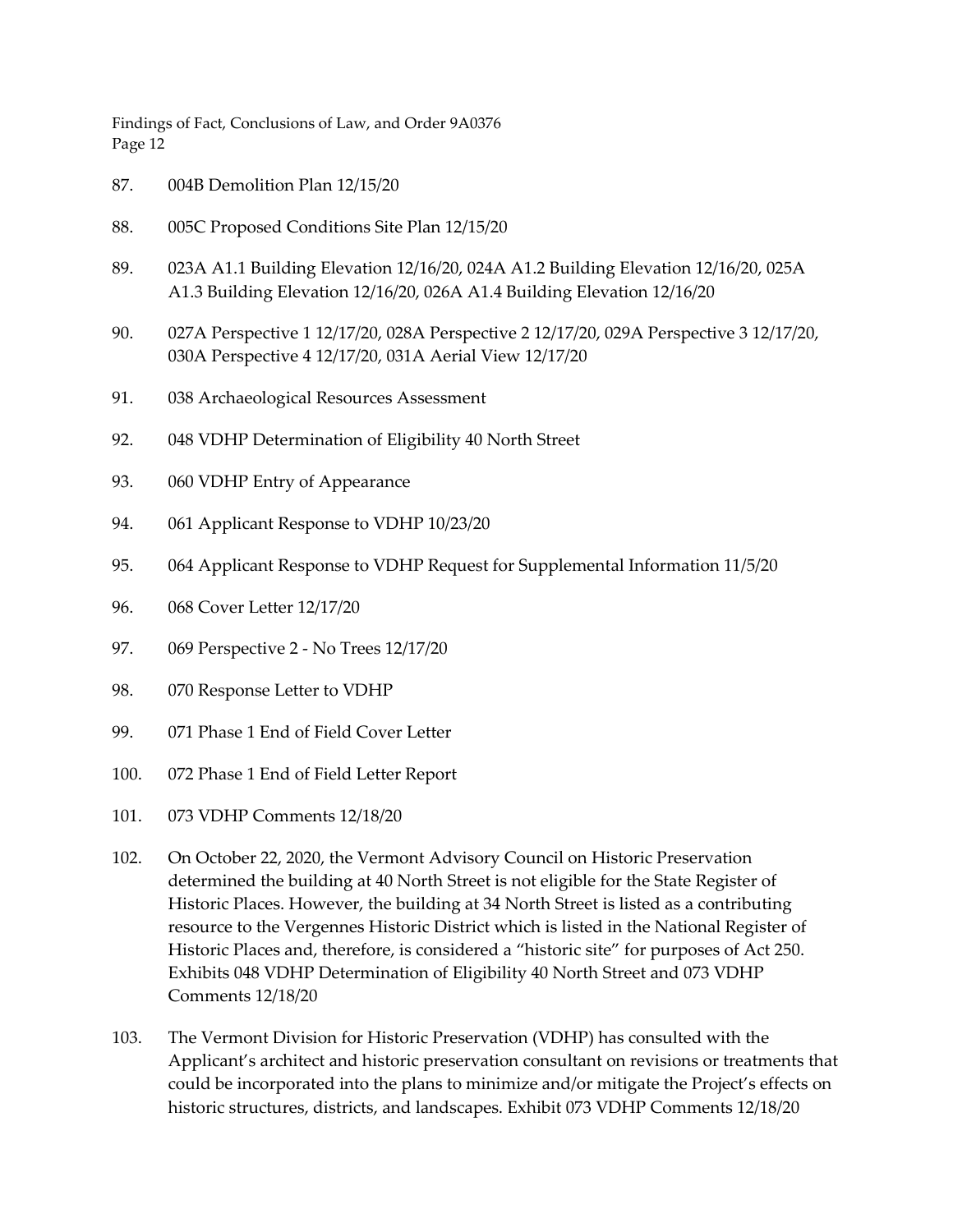87. 004B Demolition Plan 12/15/20

88. 005C Proposed Conditions Site Plan 12/15/20

89. 023A A1.1 Building Elevation 12/16/20, 024A A1.2 Building Elevation 12/16/20, 025A A1.3 Building Elevation 12/16/20, 026A A1.4 Building Elevation 12/16/20

90. 027A Perspective 1 12/17/20, 028A Perspective 2 12/17/20, 029A Perspective 3 12/17/20, 030A Perspective 4 12/17/20, 031A Aerial View 12/17/20

91. 038 Archaeological Resources Assessment

92. 048 VDHP Determination of Eligibility 40 North Street

93. 060 VDHP Entry of Appearance

94. 061 Applicant Response to VDHP 10/23/20

95. 064 Applicant Response to VDHP Request for Supplemental Information 11/5/20

96. 068 Cover Letter 12/17/20

97. 069 Perspective 2 - No Trees 12/17/20

98. 070 Response Letter to VDHP

99. 071 Phase 1 End of Field Cover Letter

100. 072 Phase 1 End of Field Letter Report

101. 073 VDHP Comments 12/18/20

102. On October 22, 2020, the Vermont Advisory Council on Historic Preservation determined the building at 40 North Street is not eligible for the State Register of Historic Places. However, the building at 34 North Street is listed as a contributing resource to the Vergennes Historic District which is listed in the National Register of Historic Places and, therefore, is considered a "historic site" for purposes of Act 250. Exhibits 048 VDHP Determination of Eligibility 40 North Street and 073 VDHP Comments 12/18/20

103. The Vermont Division for Historic Preservation (VDHP) has consulted with the Applicant's architect and historic preservation consultant on revisions or treatments that could be incorporated into the plans to minimize and/or mitigate the Project's effects on historic structures, districts, and landscapes. Exhibit 073 VDHP Comments 12/18/20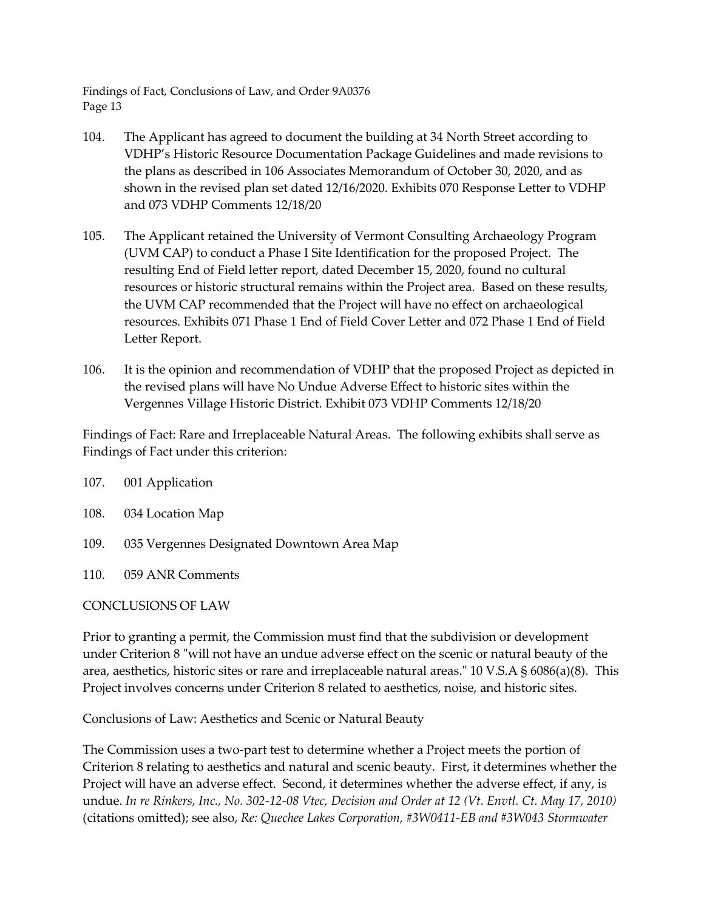104. The Applicant has agreed to document the building at 34 North Street according to VDHP's Historic Resource Documentation Package Guidelines and made revisions to the plans as described in 106 Associates Memorandum of October 30, 2020, and as shown in the revised plan set dated 12/16/2020. Exhibits 070 Response Letter to VDHP and 073 VDHP Comments 12/18/20

105. The Applicant retained the University of Vermont Consulting Archaeology Program (UVM CAP) to conduct a Phase I Site Identification for the proposed Project. The resulting End of Field letter report, dated December 15, 2020, found no cultural resources or historic structural remains within the Project area. Based on these results, the UVM CAP recommended that the Project will have no effect on archaeological resources. Exhibits 071 Phase 1 End of Field Cover Letter and 072 Phase 1 End of Field Letter Report.

106. It is the opinion and recommendation of VDHP that the proposed Project as depicted in the revised plans will have No Undue Adverse Effect to historic sites within the Vergennes Village Historic District. Exhibit 073 VDHP Comments 12/18/20

Findings of Fact: Rare and Irreplaceable Natural Areas. The following exhibits shall serve as Findings of Fact under this criterion:

107. 001 Application

108. 034 Location Map

109. 035 Vergennes Designated Downtown Area Map

110. 059 ANR Comments

## CONCLUSIONS OF LAW

Prior to granting a permit, the Commission must find that the subdivision or development under Criterion 8 "will not have an undue adverse effect on the scenic or natural beauty of the area, aesthetics, historic sites or rare and irreplaceable natural areas." 10 V.S.A § 6086(a)(8). This Project involves concerns under Criterion 8 related to aesthetics, noise, and historic sites.

### Conclusions of Law: Aesthetics and Scenic or Natural Beauty

The Commission uses a two-part test to determine whether a Project meets the portion of Criterion 8 relating to aesthetics and natural and scenic beauty. First, it determines whether the Project will have an adverse effect. Second, it determines whether the adverse effect, if any, is undue. *In re Rinkers, Inc., No. 302-12-08 Vtec, Decision and Order at 12 (Vt. Envtl. Ct. May 17, 2010)* (citations omitted); see also, *Re: Quechee Lakes Corporation, #3W0411-EB and #3W043 Stormwater*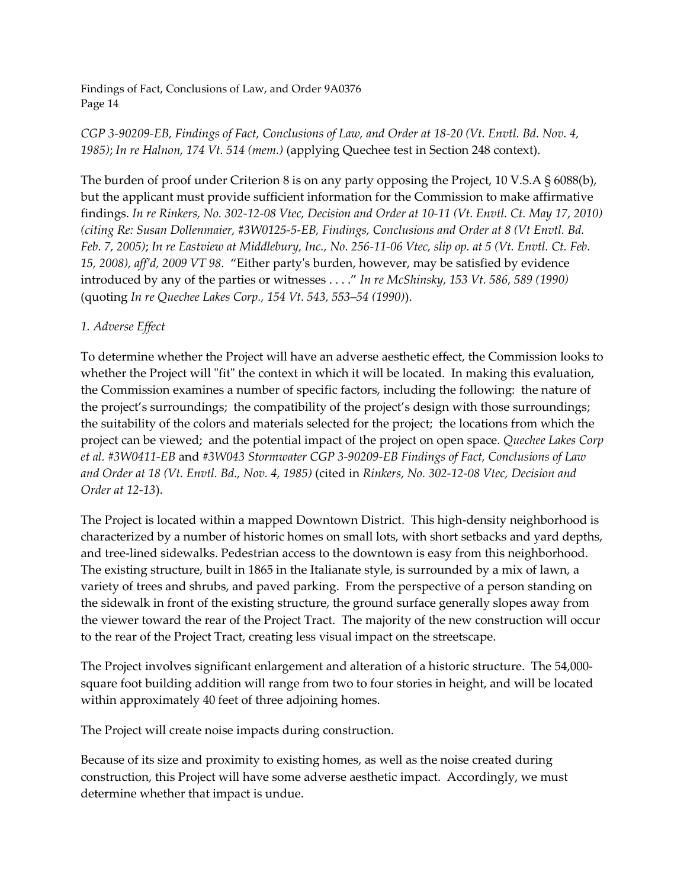*CGP 3-90209-EB, Findings of Fact, Conclusions of Law, and Order at 18-20 (Vt. Envtl. Bd. Nov. 4, 1985)*; *In re Halnon, 174 Vt. 514 (mem.)* (applying Quechee test in Section 248 context).

The burden of proof under Criterion 8 is on any party opposing the Project, 10 V.S.A § 6088(b), but the applicant must provide sufficient information for the Commission to make affirmative findings. *In re Rinkers, No. 302-12-08 Vtec, Decision and Order at 10-11 (Vt. Envtl. Ct. May 17, 2010) (citing Re: Susan Dollenmaier, #3W0125-5-EB, Findings, Conclusions and Order at 8 (Vt Envtl. Bd. Feb. 7, 2005)*; *In re Eastview at Middlebury, Inc., No. 256-11-06 Vtec, slip op. at 5 (Vt. Envtl. Ct. Feb. 15, 2008), aff'd, 2009 VT 98*. "Either party's burden, however, may be satisfied by evidence introduced by any of the parties or witnesses . . . ." *In re McShinsky, 153 Vt. 586, 589 (1990)* (quoting *In re Quechee Lakes Corp., 154 Vt. 543, 553–54 (1990)*).

*1. Adverse Effect*

To determine whether the Project will have an adverse aesthetic effect, the Commission looks to whether the Project will "fit" the context in which it will be located. In making this evaluation, the Commission examines a number of specific factors, including the following: the nature of the project's surroundings; the compatibility of the project's design with those surroundings; the suitability of the colors and materials selected for the project; the locations from which the project can be viewed; and the potential impact of the project on open space. *Quechee Lakes Corp et al. #3W0411-EB* and *#3W043 Stormwater CGP 3-90209-EB Findings of Fact, Conclusions of Law and Order at 18 (Vt. Envtl. Bd., Nov. 4, 1985)* (cited in *Rinkers, No. 302-12-08 Vtec, Decision and Order at 12-13*).

The Project is located within a mapped Downtown District. This high-density neighborhood is characterized by a number of historic homes on small lots, with short setbacks and yard depths, and tree-lined sidewalks. Pedestrian access to the downtown is easy from this neighborhood. The existing structure, built in 1865 in the Italianate style, is surrounded by a mix of lawn, a variety of trees and shrubs, and paved parking. From the perspective of a person standing on the sidewalk in front of the existing structure, the ground surface generally slopes away from the viewer toward the rear of the Project Tract. The majority of the new construction will occur to the rear of the Project Tract, creating less visual impact on the streetscape.

The Project involves significant enlargement and alteration of a historic structure. The 54,000-square foot building addition will range from two to four stories in height, and will be located within approximately 40 feet of three adjoining homes.

The Project will create noise impacts during construction.

Because of its size and proximity to existing homes, as well as the noise created during construction, this Project will have some adverse aesthetic impact. Accordingly, we must determine whether that impact is undue.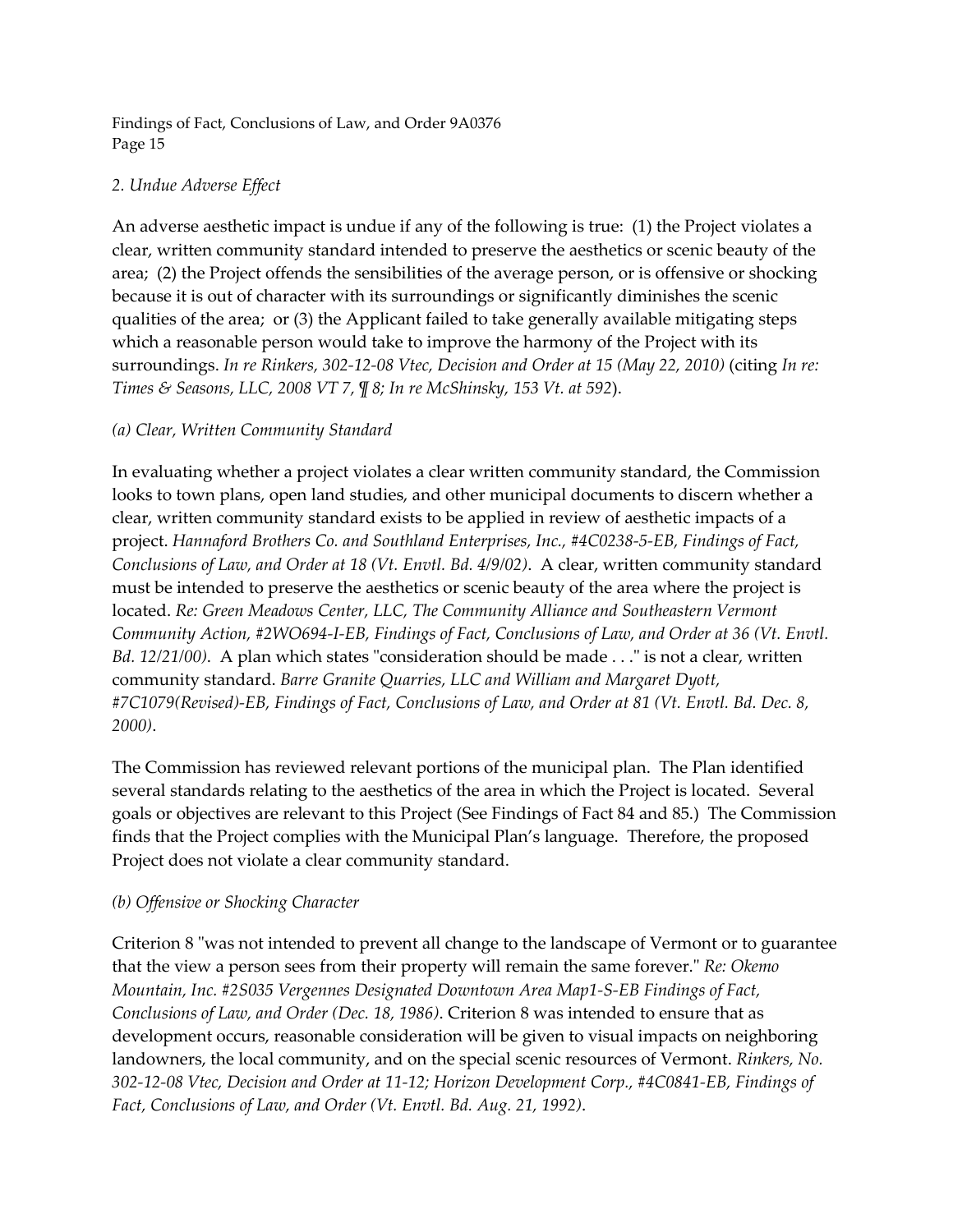*2. Undue Adverse Effect*

An adverse aesthetic impact is undue if any of the following is true: (1) the Project violates a clear, written community standard intended to preserve the aesthetics or scenic beauty of the area; (2) the Project offends the sensibilities of the average person, or is offensive or shocking because it is out of character with its surroundings or significantly diminishes the scenic qualities of the area; or (3) the Applicant failed to take generally available mitigating steps which a reasonable person would take to improve the harmony of the Project with its surroundings. *In re Rinkers, 302-12-08 Vtec, Decision and Order at 15 (May 22, 2010)* (citing *In re: Times & Seasons, LLC, 2008 VT 7, ¶ 8; In re McShinsky, 153 Vt. at 592*).

*(a) Clear, Written Community Standard*

In evaluating whether a project violates a clear written community standard, the Commission looks to town plans, open land studies, and other municipal documents to discern whether a clear, written community standard exists to be applied in review of aesthetic impacts of a project. *Hannaford Brothers Co. and Southland Enterprises, Inc., #4C0238-5-EB, Findings of Fact, Conclusions of Law, and Order at 18 (Vt. Envtl. Bd. 4/9/02)*. A clear, written community standard must be intended to preserve the aesthetics or scenic beauty of the area where the project is located. *Re: Green Meadows Center, LLC, The Community Alliance and Southeastern Vermont Community Action, #2WO694-I-EB, Findings of Fact, Conclusions of Law, and Order at 36 (Vt. Envtl. Bd. 12/21/00)*. A plan which states "consideration should be made . . ." is not a clear, written community standard. *Barre Granite Quarries, LLC and William and Margaret Dyott, #7C1079(Revised)-EB, Findings of Fact, Conclusions of Law, and Order at 81 (Vt. Envtl. Bd. Dec. 8, 2000)*.

The Commission has reviewed relevant portions of the municipal plan. The Plan identified several standards relating to the aesthetics of the area in which the Project is located. Several goals or objectives are relevant to this Project (See Findings of Fact 84 and 85.) The Commission finds that the Project complies with the Municipal Plan's language. Therefore, the proposed Project does not violate a clear community standard.

*(b) Offensive or Shocking Character*

Criterion 8 "was not intended to prevent all change to the landscape of Vermont or to guarantee that the view a person sees from their property will remain the same forever." *Re: Okemo Mountain, Inc. #2S035 Vergennes Designated Downtown Area Map1-S-EB Findings of Fact, Conclusions of Law, and Order (Dec. 18, 1986)*. Criterion 8 was intended to ensure that as development occurs, reasonable consideration will be given to visual impacts on neighboring landowners, the local community, and on the special scenic resources of Vermont. *Rinkers, No. 302-12-08 Vtec, Decision and Order at 11-12; Horizon Development Corp., #4C0841-EB, Findings of Fact, Conclusions of Law, and Order (Vt. Envtl. Bd. Aug. 21, 1992)*.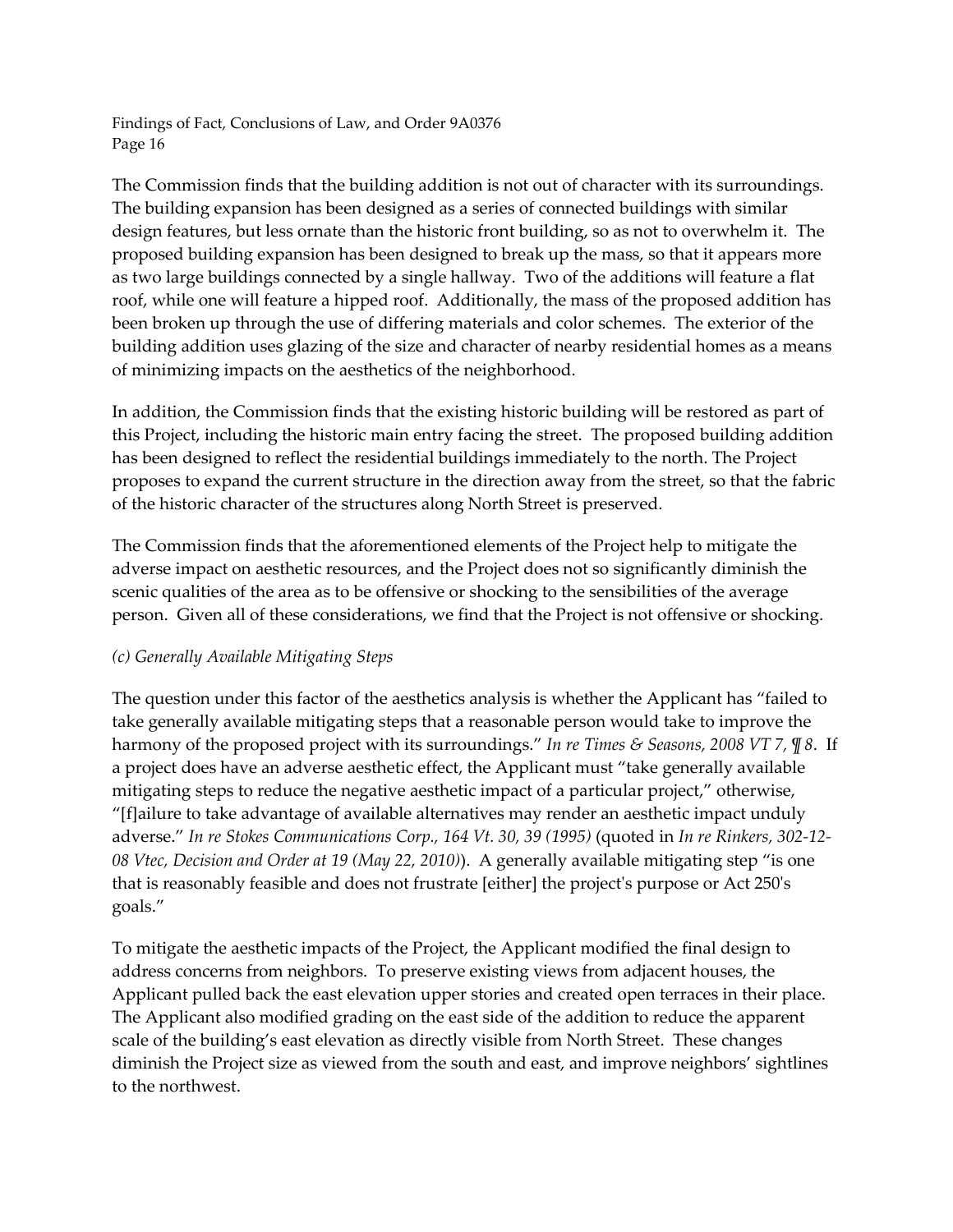The Commission finds that the building addition is not out of character with its surroundings. The building expansion has been designed as a series of connected buildings with similar design features, but less ornate than the historic front building, so as not to overwhelm it. The proposed building expansion has been designed to break up the mass, so that it appears more as two large buildings connected by a single hallway. Two of the additions will feature a flat roof, while one will feature a hipped roof. Additionally, the mass of the proposed addition has been broken up through the use of differing materials and color schemes. The exterior of the building addition uses glazing of the size and character of nearby residential homes as a means of minimizing impacts on the aesthetics of the neighborhood.

In addition, the Commission finds that the existing historic building will be restored as part of this Project, including the historic main entry facing the street. The proposed building addition has been designed to reflect the residential buildings immediately to the north. The Project proposes to expand the current structure in the direction away from the street, so that the fabric of the historic character of the structures along North Street is preserved.

The Commission finds that the aforementioned elements of the Project help to mitigate the adverse impact on aesthetic resources, and the Project does not so significantly diminish the scenic qualities of the area as to be offensive or shocking to the sensibilities of the average person. Given all of these considerations, we find that the Project is not offensive or shocking.

*(c) Generally Available Mitigating Steps*

The question under this factor of the aesthetics analysis is whether the Applicant has "failed to take generally available mitigating steps that a reasonable person would take to improve the harmony of the proposed project with its surroundings." *In re Times & Seasons, 2008 VT 7, ¶ 8*. If a project does have an adverse aesthetic effect, the Applicant must "take generally available mitigating steps to reduce the negative aesthetic impact of a particular project," otherwise, "[f]ailure to take advantage of available alternatives may render an aesthetic impact unduly adverse." *In re Stokes Communications Corp., 164 Vt. 30, 39 (1995)* (quoted in *In re Rinkers, 302-12-08 Vtec, Decision and Order at 19 (May 22, 2010)*). A generally available mitigating step "is one that is reasonably feasible and does not frustrate [either] the project's purpose or Act 250's goals."

To mitigate the aesthetic impacts of the Project, the Applicant modified the final design to address concerns from neighbors. To preserve existing views from adjacent houses, the Applicant pulled back the east elevation upper stories and created open terraces in their place. The Applicant also modified grading on the east side of the addition to reduce the apparent scale of the building's east elevation as directly visible from North Street. These changes diminish the Project size as viewed from the south and east, and improve neighbors' sightlines to the northwest.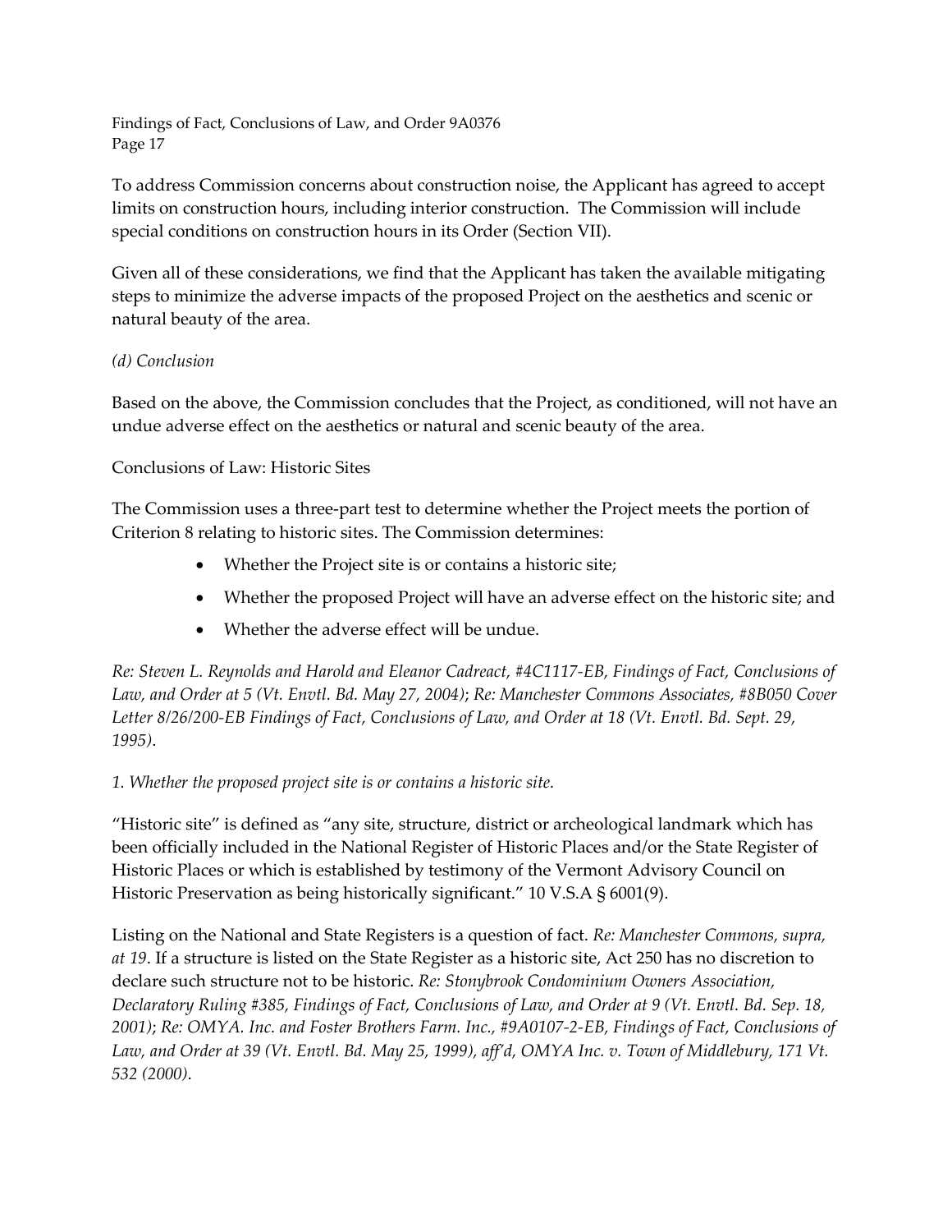To address Commission concerns about construction noise, the Applicant has agreed to accept limits on construction hours, including interior construction. The Commission will include special conditions on construction hours in its Order (Section VII).

Given all of these considerations, we find that the Applicant has taken the available mitigating steps to minimize the adverse impacts of the proposed Project on the aesthetics and scenic or natural beauty of the area.

*(d) Conclusion*

Based on the above, the Commission concludes that the Project, as conditioned, will not have an undue adverse effect on the aesthetics or natural and scenic beauty of the area.

Conclusions of Law: Historic Sites

The Commission uses a three-part test to determine whether the Project meets the portion of Criterion 8 relating to historic sites. The Commission determines:

- Whether the Project site is or contains a historic site;
- Whether the proposed Project will have an adverse effect on the historic site; and
- Whether the adverse effect will be undue.

*Re: Steven L. Reynolds and Harold and Eleanor Cadreact, #4C1117-EB, Findings of Fact, Conclusions of Law, and Order at 5 (Vt. Envtl. Bd. May 27, 2004)*; *Re: Manchester Commons Associates, #8B050 Cover Letter 8/26/200-EB Findings of Fact, Conclusions of Law, and Order at 18 (Vt. Envtl. Bd. Sept. 29, 1995)*.

*1. Whether the proposed project site is or contains a historic site.*

"Historic site" is defined as "any site, structure, district or archeological landmark which has been officially included in the National Register of Historic Places and/or the State Register of Historic Places or which is established by testimony of the Vermont Advisory Council on Historic Preservation as being historically significant." 10 V.S.A § 6001(9).

Listing on the National and State Registers is a question of fact. *Re: Manchester Commons, supra, at 19*. If a structure is listed on the State Register as a historic site, Act 250 has no discretion to declare such structure not to be historic. *Re: Stonybrook Condominium Owners Association, Declaratory Ruling #385, Findings of Fact, Conclusions of Law, and Order at 9 (Vt. Envtl. Bd. Sep. 18, 2001)*; *Re: OMYA. Inc. and Foster Brothers Farm. Inc., #9A0107-2-EB, Findings of Fact, Conclusions of Law, and Order at 39 (Vt. Envtl. Bd. May 25, 1999), aff'd, OMYA Inc. v. Town of Middlebury, 171 Vt. 532 (2000)*.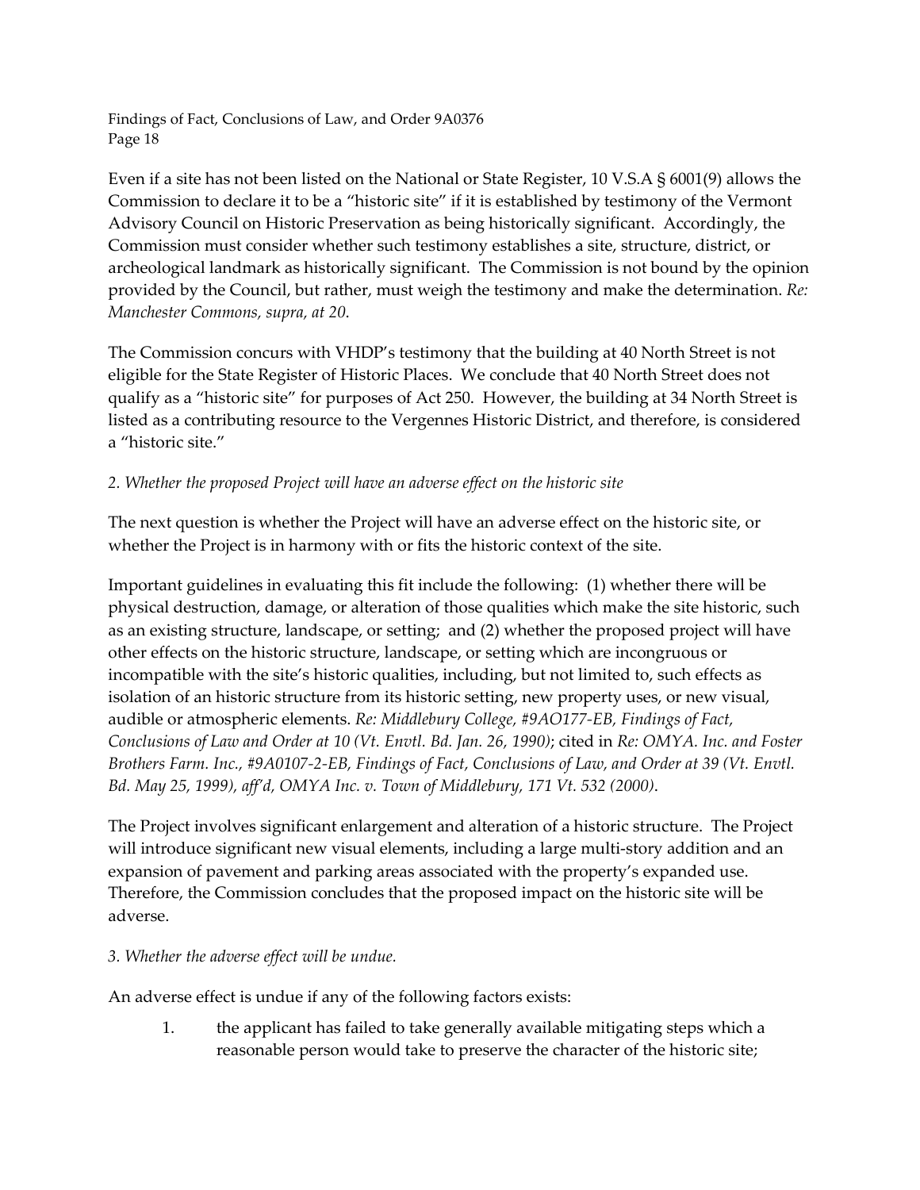Even if a site has not been listed on the National or State Register, 10 V.S.A § 6001(9) allows the Commission to declare it to be a "historic site" if it is established by testimony of the Vermont Advisory Council on Historic Preservation as being historically significant. Accordingly, the Commission must consider whether such testimony establishes a site, structure, district, or archeological landmark as historically significant. The Commission is not bound by the opinion provided by the Council, but rather, must weigh the testimony and make the determination. *Re: Manchester Commons, supra, at 20*.

The Commission concurs with VHDP's testimony that the building at 40 North Street is not eligible for the State Register of Historic Places. We conclude that 40 North Street does not qualify as a "historic site" for purposes of Act 250. However, the building at 34 North Street is listed as a contributing resource to the Vergennes Historic District, and therefore, is considered a "historic site."

*2. Whether the proposed Project will have an adverse effect on the historic site*

The next question is whether the Project will have an adverse effect on the historic site, or whether the Project is in harmony with or fits the historic context of the site.

Important guidelines in evaluating this fit include the following: (1) whether there will be physical destruction, damage, or alteration of those qualities which make the site historic, such as an existing structure, landscape, or setting; and (2) whether the proposed project will have other effects on the historic structure, landscape, or setting which are incongruous or incompatible with the site's historic qualities, including, but not limited to, such effects as isolation of an historic structure from its historic setting, new property uses, or new visual, audible or atmospheric elements. *Re: Middlebury College, #9AO177-EB, Findings of Fact, Conclusions of Law and Order at 10 (Vt. Envtl. Bd. Jan. 26, 1990)*; cited in *Re: OMYA. Inc. and Foster Brothers Farm. Inc., #9A0107-2-EB, Findings of Fact, Conclusions of Law, and Order at 39 (Vt. Envtl. Bd. May 25, 1999), aff'd, OMYA Inc. v. Town of Middlebury, 171 Vt. 532 (2000)*.

The Project involves significant enlargement and alteration of a historic structure. The Project will introduce significant new visual elements, including a large multi-story addition and an expansion of pavement and parking areas associated with the property's expanded use. Therefore, the Commission concludes that the proposed impact on the historic site will be adverse.

*3. Whether the adverse effect will be undue.*

An adverse effect is undue if any of the following factors exists:

1. the applicant has failed to take generally available mitigating steps which a reasonable person would take to preserve the character of the historic site;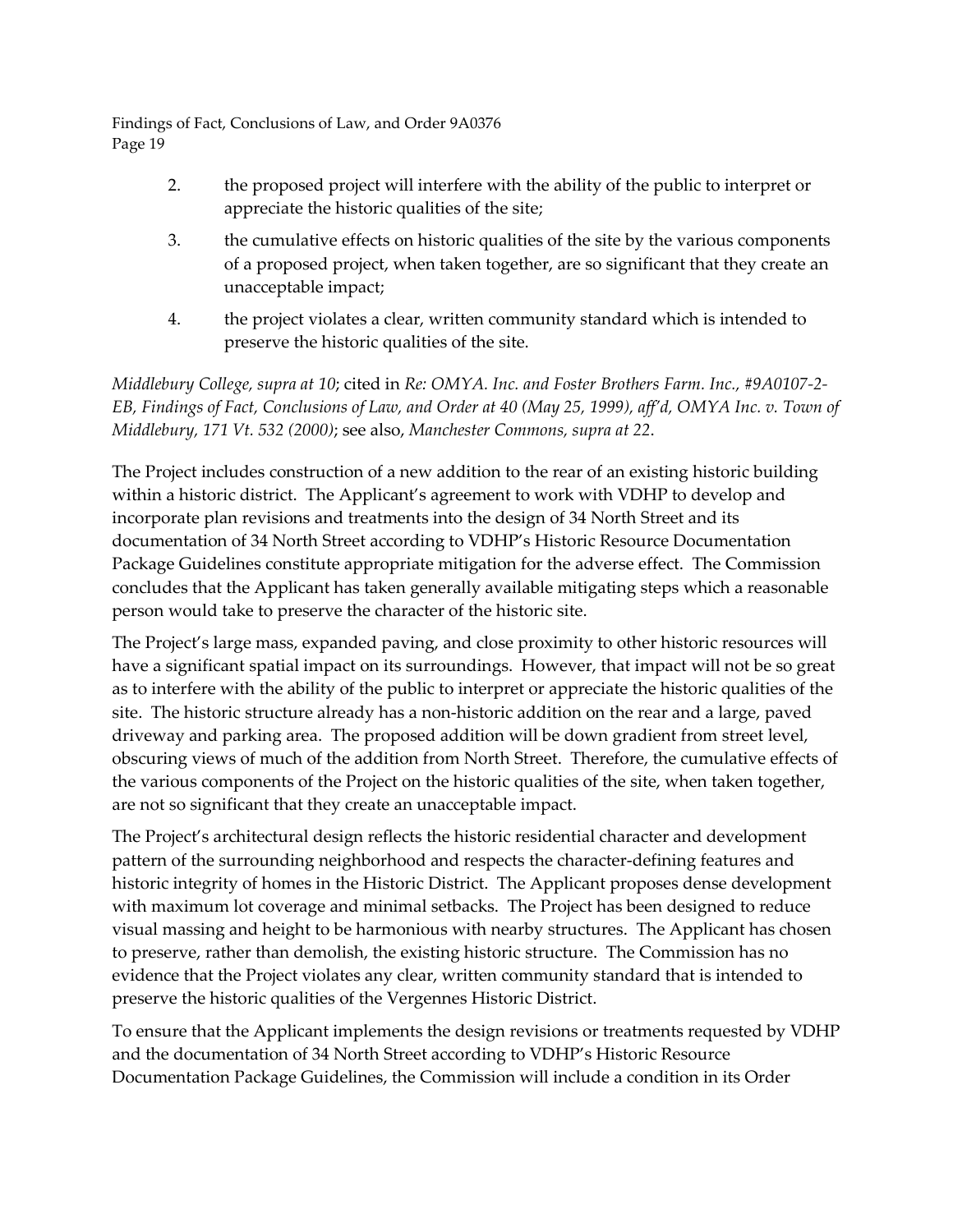2. the proposed project will interfere with the ability of the public to interpret or appreciate the historic qualities of the site;

3. the cumulative effects on historic qualities of the site by the various components of a proposed project, when taken together, are so significant that they create an unacceptable impact;

4. the project violates a clear, written community standard which is intended to preserve the historic qualities of the site.

*Middlebury College, supra at 10*; cited in *Re: OMYA. Inc. and Foster Brothers Farm. Inc., #9A0107-2-EB, Findings of Fact, Conclusions of Law, and Order at 40 (May 25, 1999), aff'd, OMYA Inc. v. Town of Middlebury, 171 Vt. 532 (2000)*; see also, *Manchester Commons, supra at 22*.

The Project includes construction of a new addition to the rear of an existing historic building within a historic district. The Applicant's agreement to work with VDHP to develop and incorporate plan revisions and treatments into the design of 34 North Street and its documentation of 34 North Street according to VDHP's Historic Resource Documentation Package Guidelines constitute appropriate mitigation for the adverse effect. The Commission concludes that the Applicant has taken generally available mitigating steps which a reasonable person would take to preserve the character of the historic site.

The Project's large mass, expanded paving, and close proximity to other historic resources will have a significant spatial impact on its surroundings. However, that impact will not be so great as to interfere with the ability of the public to interpret or appreciate the historic qualities of the site. The historic structure already has a non-historic addition on the rear and a large, paved driveway and parking area. The proposed addition will be down gradient from street level, obscuring views of much of the addition from North Street. Therefore, the cumulative effects of the various components of the Project on the historic qualities of the site, when taken together, are not so significant that they create an unacceptable impact.

The Project's architectural design reflects the historic residential character and development pattern of the surrounding neighborhood and respects the character-defining features and historic integrity of homes in the Historic District. The Applicant proposes dense development with maximum lot coverage and minimal setbacks. The Project has been designed to reduce visual massing and height to be harmonious with nearby structures. The Applicant has chosen to preserve, rather than demolish, the existing historic structure. The Commission has no evidence that the Project violates any clear, written community standard that is intended to preserve the historic qualities of the Vergennes Historic District.

To ensure that the Applicant implements the design revisions or treatments requested by VDHP and the documentation of 34 North Street according to VDHP's Historic Resource Documentation Package Guidelines, the Commission will include a condition in its Order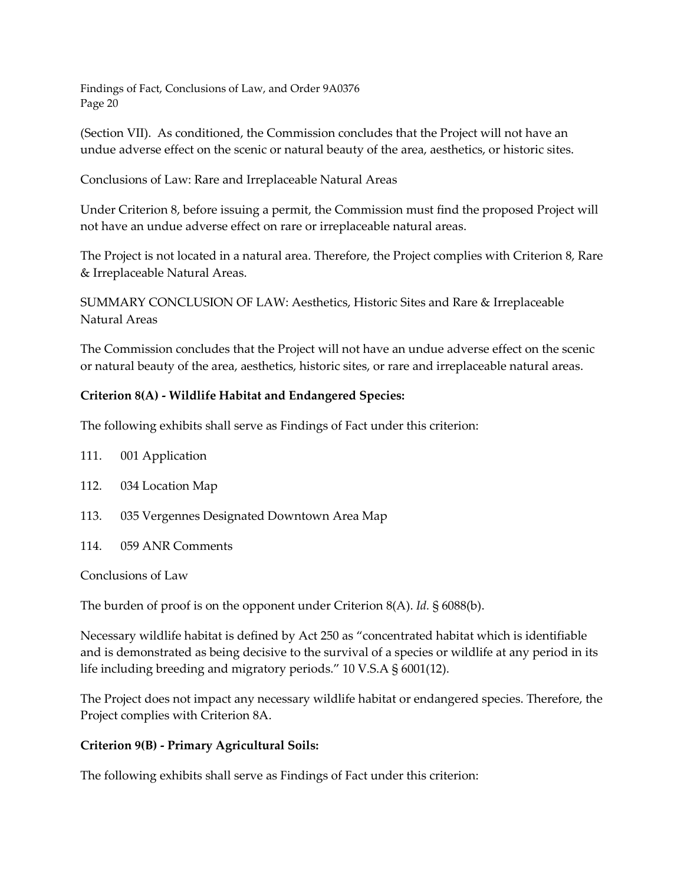(Section VII). As conditioned, the Commission concludes that the Project will not have an undue adverse effect on the scenic or natural beauty of the area, aesthetics, or historic sites.

Conclusions of Law: Rare and Irreplaceable Natural Areas

Under Criterion 8, before issuing a permit, the Commission must find the proposed Project will not have an undue adverse effect on rare or irreplaceable natural areas.

The Project is not located in a natural area. Therefore, the Project complies with Criterion 8, Rare & Irreplaceable Natural Areas.

SUMMARY CONCLUSION OF LAW: Aesthetics, Historic Sites and Rare & Irreplaceable Natural Areas

The Commission concludes that the Project will not have an undue adverse effect on the scenic or natural beauty of the area, aesthetics, historic sites, or rare and irreplaceable natural areas.

**Criterion 8(A) - Wildlife Habitat and Endangered Species:**

The following exhibits shall serve as Findings of Fact under this criterion:

111. 001 Application

112. 034 Location Map

113. 035 Vergennes Designated Downtown Area Map

114. 059 ANR Comments

Conclusions of Law

The burden of proof is on the opponent under Criterion 8(A). *Id.* § 6088(b).

Necessary wildlife habitat is defined by Act 250 as "concentrated habitat which is identifiable and is demonstrated as being decisive to the survival of a species or wildlife at any period in its life including breeding and migratory periods." 10 V.S.A § 6001(12).

The Project does not impact any necessary wildlife habitat or endangered species. Therefore, the Project complies with Criterion 8A.

**Criterion 9(B) - Primary Agricultural Soils:**

The following exhibits shall serve as Findings of Fact under this criterion: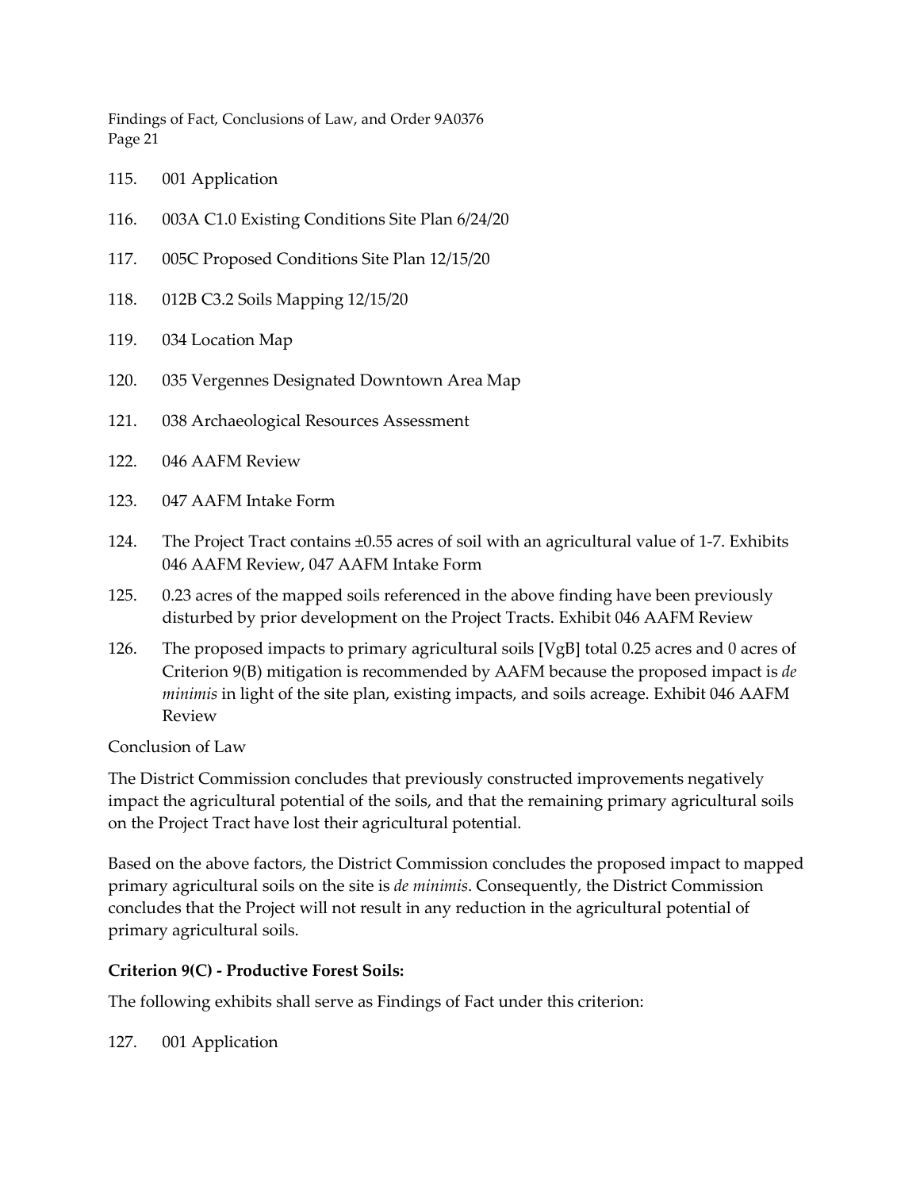115. 001 Application

116. 003A C1.0 Existing Conditions Site Plan 6/24/20

117. 005C Proposed Conditions Site Plan 12/15/20

118. 012B C3.2 Soils Mapping 12/15/20

119. 034 Location Map

120. 035 Vergennes Designated Downtown Area Map

121. 038 Archaeological Resources Assessment

122. 046 AAFM Review

123. 047 AAFM Intake Form

124. The Project Tract contains ±0.55 acres of soil with an agricultural value of 1-7. Exhibits 046 AAFM Review, 047 AAFM Intake Form

125. 0.23 acres of the mapped soils referenced in the above finding have been previously disturbed by prior development on the Project Tracts. Exhibit 046 AAFM Review

126. The proposed impacts to primary agricultural soils [VgB] total 0.25 acres and 0 acres of Criterion 9(B) mitigation is recommended by AAFM because the proposed impact is *de minimis* in light of the site plan, existing impacts, and soils acreage. Exhibit 046 AAFM Review

Conclusion of Law

The District Commission concludes that previously constructed improvements negatively impact the agricultural potential of the soils, and that the remaining primary agricultural soils on the Project Tract have lost their agricultural potential.

Based on the above factors, the District Commission concludes the proposed impact to mapped primary agricultural soils on the site is *de minimis*. Consequently, the District Commission concludes that the Project will not result in any reduction in the agricultural potential of primary agricultural soils.

**Criterion 9(C) - Productive Forest Soils:**

The following exhibits shall serve as Findings of Fact under this criterion:

127. 001 Application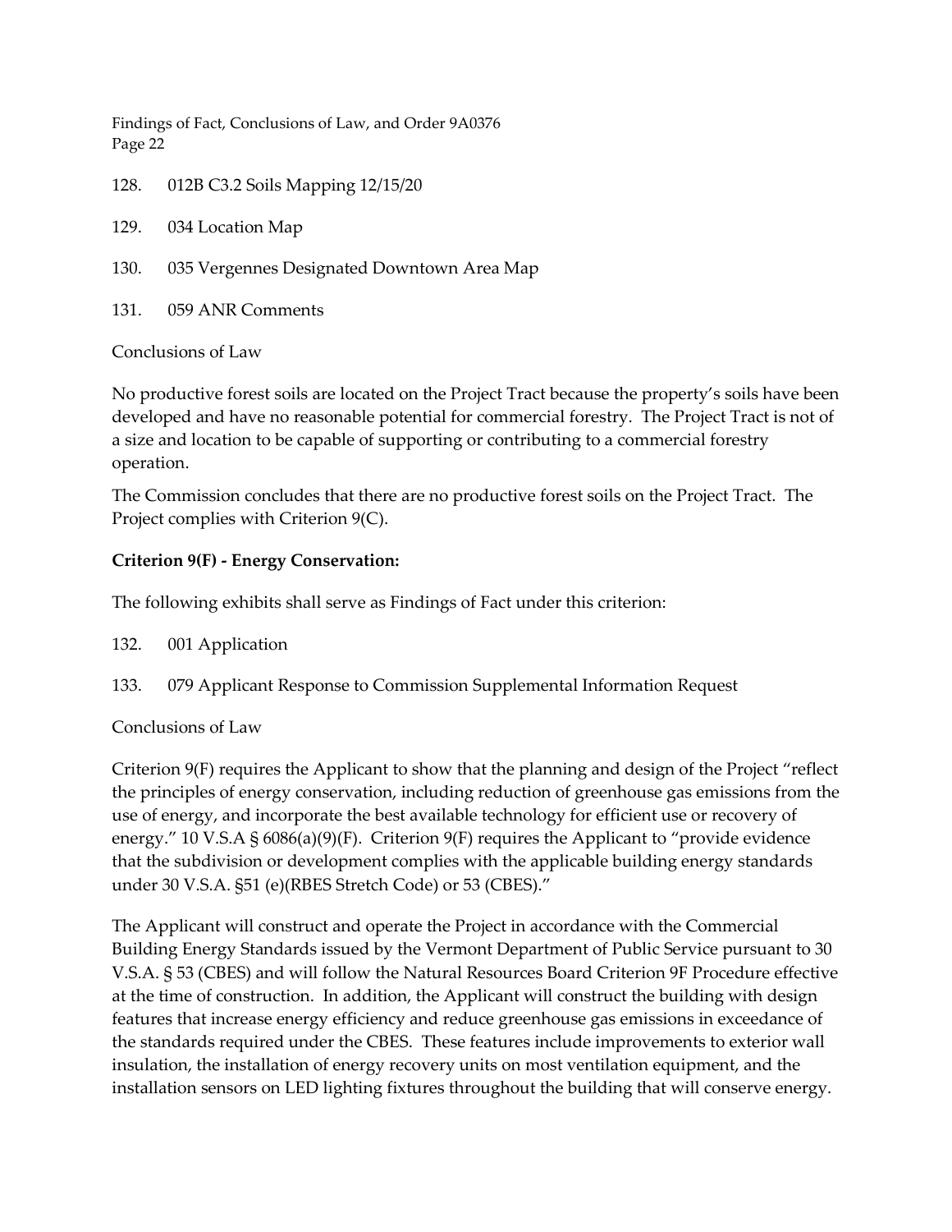128. 012B C3.2 Soils Mapping 12/15/20

129. 034 Location Map

130. 035 Vergennes Designated Downtown Area Map

131. 059 ANR Comments

Conclusions of Law

No productive forest soils are located on the Project Tract because the property's soils have been developed and have no reasonable potential for commercial forestry. The Project Tract is not of a size and location to be capable of supporting or contributing to a commercial forestry operation.

The Commission concludes that there are no productive forest soils on the Project Tract. The Project complies with Criterion 9(C).

**Criterion 9(F) - Energy Conservation:**

The following exhibits shall serve as Findings of Fact under this criterion:

132. 001 Application

133. 079 Applicant Response to Commission Supplemental Information Request

Conclusions of Law

Criterion 9(F) requires the Applicant to show that the planning and design of the Project "reflect the principles of energy conservation, including reduction of greenhouse gas emissions from the use of energy, and incorporate the best available technology for efficient use or recovery of energy." 10 V.S.A § 6086(a)(9)(F). Criterion 9(F) requires the Applicant to "provide evidence that the subdivision or development complies with the applicable building energy standards under 30 V.S.A. §51 (e)(RBES Stretch Code) or 53 (CBES)."

The Applicant will construct and operate the Project in accordance with the Commercial Building Energy Standards issued by the Vermont Department of Public Service pursuant to 30 V.S.A. § 53 (CBES) and will follow the Natural Resources Board Criterion 9F Procedure effective at the time of construction. In addition, the Applicant will construct the building with design features that increase energy efficiency and reduce greenhouse gas emissions in exceedance of the standards required under the CBES. These features include improvements to exterior wall insulation, the installation of energy recovery units on most ventilation equipment, and the installation sensors on LED lighting fixtures throughout the building that will conserve energy.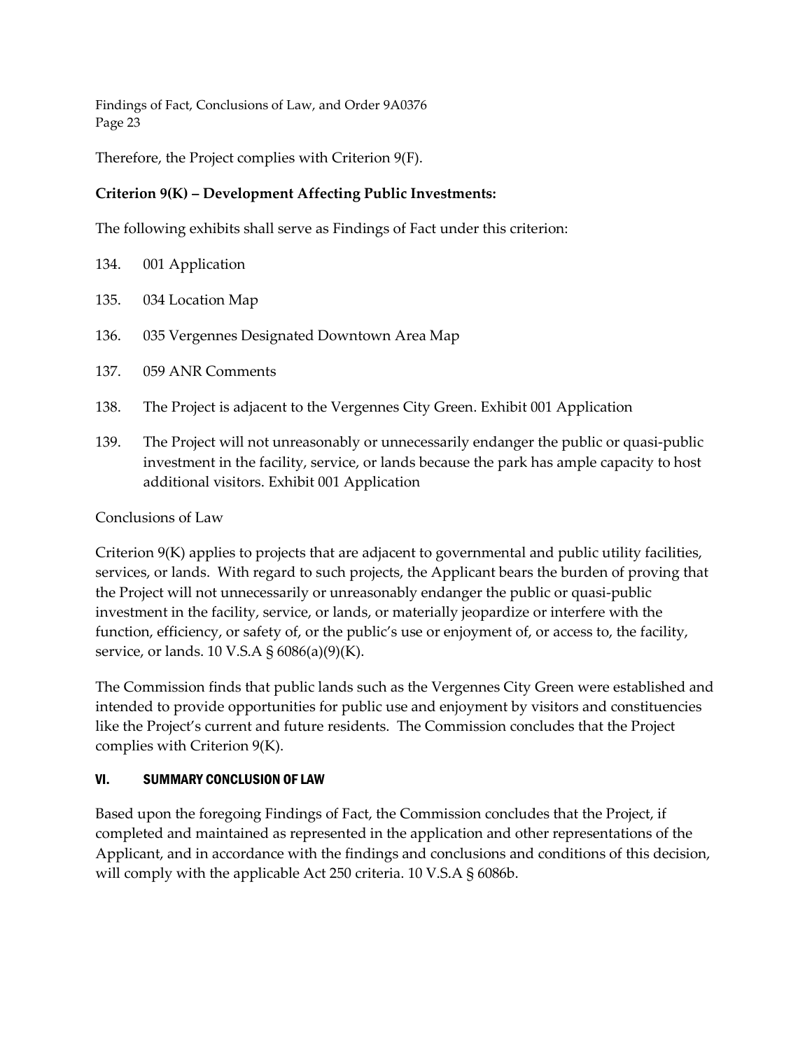Therefore, the Project complies with Criterion 9(F).

**Criterion 9(K) – Development Affecting Public Investments:**

The following exhibits shall serve as Findings of Fact under this criterion:

134. 001 Application

135. 034 Location Map

136. 035 Vergennes Designated Downtown Area Map

137. 059 ANR Comments

138. The Project is adjacent to the Vergennes City Green. Exhibit 001 Application

139. The Project will not unreasonably or unnecessarily endanger the public or quasi-public investment in the facility, service, or lands because the park has ample capacity to host additional visitors. Exhibit 001 Application

Conclusions of Law

Criterion 9(K) applies to projects that are adjacent to governmental and public utility facilities, services, or lands. With regard to such projects, the Applicant bears the burden of proving that the Project will not unnecessarily or unreasonably endanger the public or quasi-public investment in the facility, service, or lands, or materially jeopardize or interfere with the function, efficiency, or safety of, or the public's use or enjoyment of, or access to, the facility, service, or lands. 10 V.S.A § 6086(a)(9)(K).

The Commission finds that public lands such as the Vergennes City Green were established and intended to provide opportunities for public use and enjoyment by visitors and constituencies like the Project's current and future residents. The Commission concludes that the Project complies with Criterion 9(K).

## VI. SUMMARY CONCLUSION OF LAW

Based upon the foregoing Findings of Fact, the Commission concludes that the Project, if completed and maintained as represented in the application and other representations of the Applicant, and in accordance with the findings and conclusions and conditions of this decision, will comply with the applicable Act 250 criteria. 10 V.S.A § 6086b.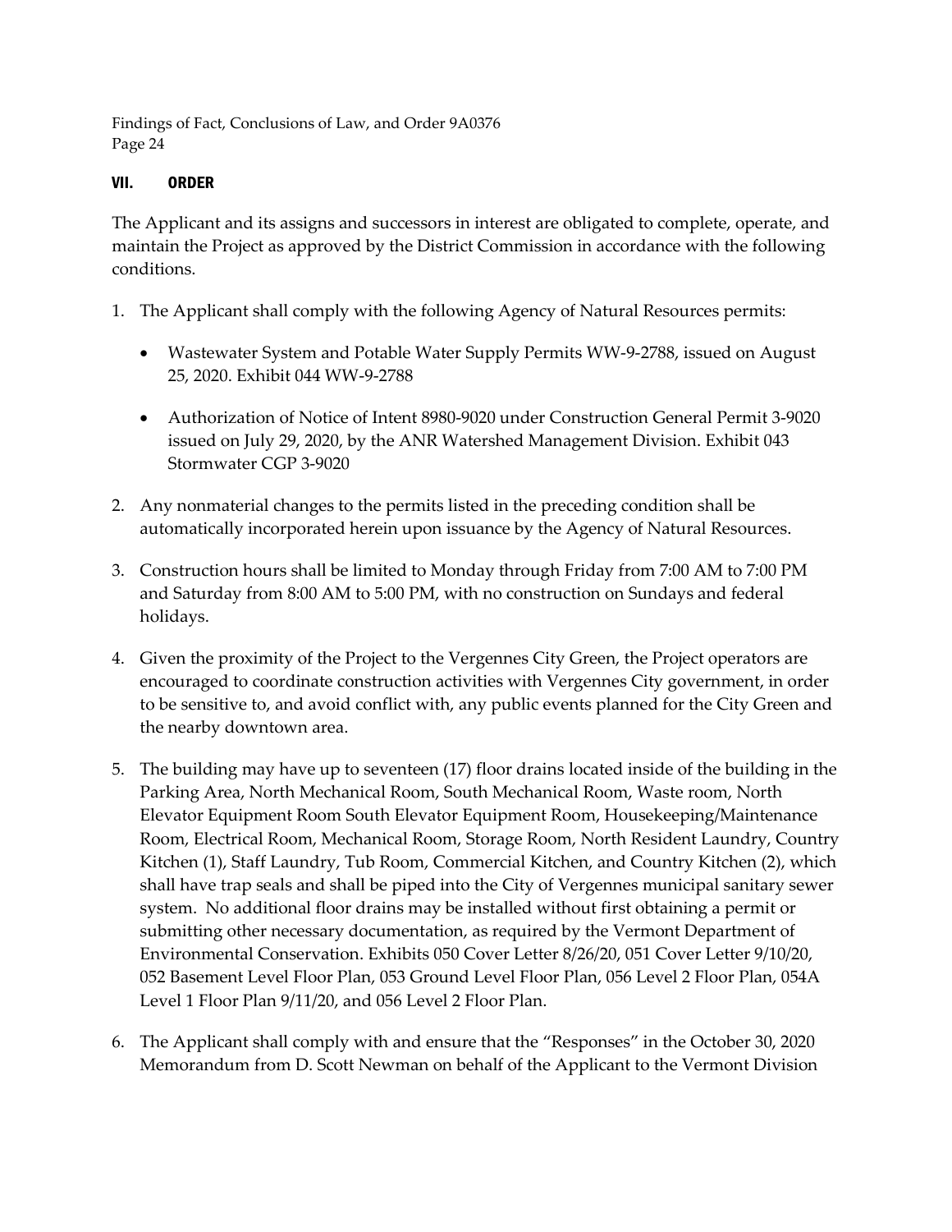## VII. ORDER

The Applicant and its assigns and successors in interest are obligated to complete, operate, and maintain the Project as approved by the District Commission in accordance with the following conditions.

1. The Applicant shall comply with the following Agency of Natural Resources permits:

   - Wastewater System and Potable Water Supply Permits WW-9-2788, issued on August 25, 2020. Exhibit 044 WW-9-2788

   - Authorization of Notice of Intent 8980-9020 under Construction General Permit 3-9020 issued on July 29, 2020, by the ANR Watershed Management Division. Exhibit 043 Stormwater CGP 3-9020

2. Any nonmaterial changes to the permits listed in the preceding condition shall be automatically incorporated herein upon issuance by the Agency of Natural Resources.

3. Construction hours shall be limited to Monday through Friday from 7:00 AM to 7:00 PM and Saturday from 8:00 AM to 5:00 PM, with no construction on Sundays and federal holidays.

4. Given the proximity of the Project to the Vergennes City Green, the Project operators are encouraged to coordinate construction activities with Vergennes City government, in order to be sensitive to, and avoid conflict with, any public events planned for the City Green and the nearby downtown area.

5. The building may have up to seventeen (17) floor drains located inside of the building in the Parking Area, North Mechanical Room, South Mechanical Room, Waste room, North Elevator Equipment Room South Elevator Equipment Room, Housekeeping/Maintenance Room, Electrical Room, Mechanical Room, Storage Room, North Resident Laundry, Country Kitchen (1), Staff Laundry, Tub Room, Commercial Kitchen, and Country Kitchen (2), which shall have trap seals and shall be piped into the City of Vergennes municipal sanitary sewer system. No additional floor drains may be installed without first obtaining a permit or submitting other necessary documentation, as required by the Vermont Department of Environmental Conservation. Exhibits 050 Cover Letter 8/26/20, 051 Cover Letter 9/10/20, 052 Basement Level Floor Plan, 053 Ground Level Floor Plan, 056 Level 2 Floor Plan, 054A Level 1 Floor Plan 9/11/20, and 056 Level 2 Floor Plan.

6. The Applicant shall comply with and ensure that the "Responses" in the October 30, 2020 Memorandum from D. Scott Newman on behalf of the Applicant to the Vermont Division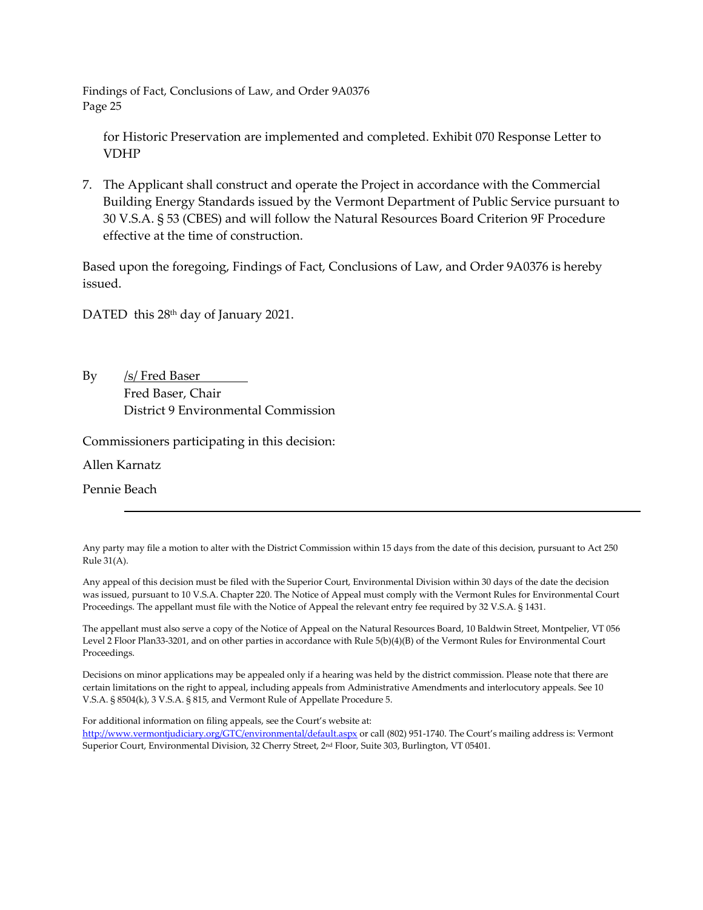for Historic Preservation are implemented and completed. Exhibit 070 Response Letter to VDHP

7. The Applicant shall construct and operate the Project in accordance with the Commercial Building Energy Standards issued by the Vermont Department of Public Service pursuant to 30 V.S.A. § 53 (CBES) and will follow the Natural Resources Board Criterion 9F Procedure effective at the time of construction.

Based upon the foregoing, Findings of Fact, Conclusions of Law, and Order 9A0376 is hereby issued.

DATED this 28th day of January 2021.

By /s/ Fred Baser
Fred Baser, Chair
District 9 Environmental Commission

Commissioners participating in this decision:

Allen Karnatz

Pennie Beach

---

Any party may file a motion to alter with the District Commission within 15 days from the date of this decision, pursuant to Act 250 Rule 31(A).

Any appeal of this decision must be filed with the Superior Court, Environmental Division within 30 days of the date the decision was issued, pursuant to 10 V.S.A. Chapter 220. The Notice of Appeal must comply with the Vermont Rules for Environmental Court Proceedings. The appellant must file with the Notice of Appeal the relevant entry fee required by 32 V.S.A. § 1431.

The appellant must also serve a copy of the Notice of Appeal on the Natural Resources Board, 10 Baldwin Street, Montpelier, VT 056 Level 2 Floor Plan33-3201, and on other parties in accordance with Rule 5(b)(4)(B) of the Vermont Rules for Environmental Court Proceedings.

Decisions on minor applications may be appealed only if a hearing was held by the district commission. Please note that there are certain limitations on the right to appeal, including appeals from Administrative Amendments and interlocutory appeals. See 10 V.S.A. § 8504(k), 3 V.S.A. § 815, and Vermont Rule of Appellate Procedure 5.

For additional information on filing appeals, see the Court's website at: http://www.vermontjudiciary.org/GTC/environmental/default.aspx or call (802) 951-1740. The Court's mailing address is: Vermont Superior Court, Environmental Division, 32 Cherry Street, 2nd Floor, Suite 303, Burlington, VT 05401.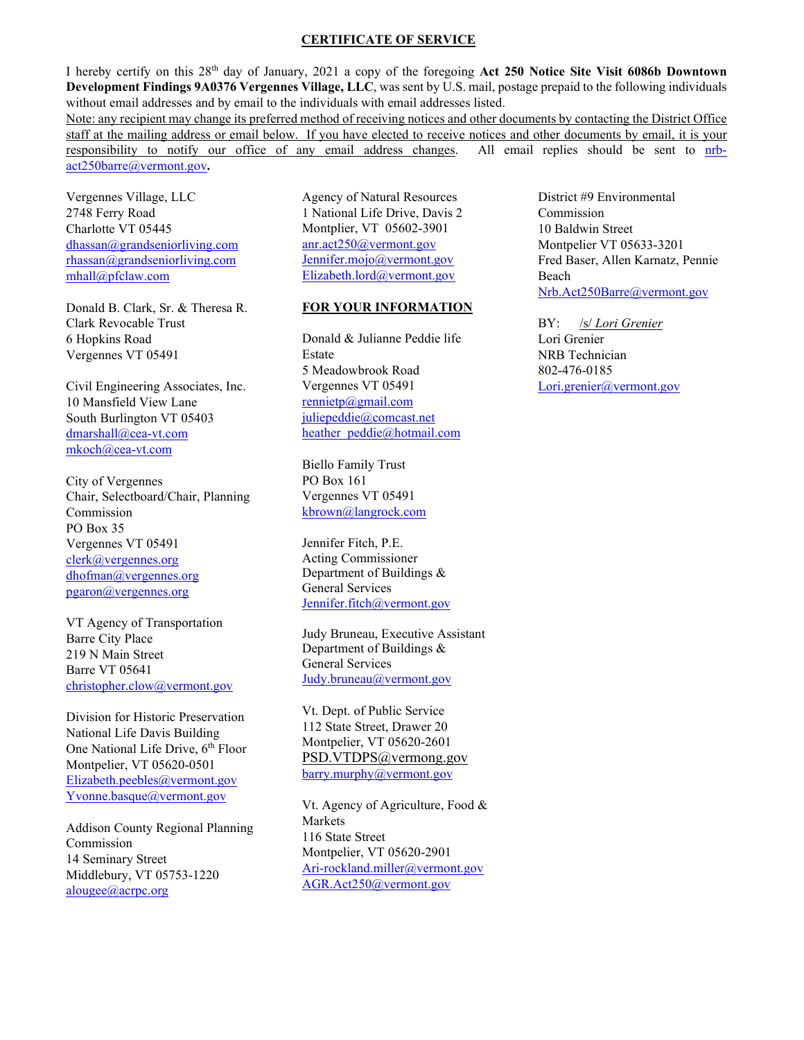## CERTIFICATE OF SERVICE

I hereby certify on this 28th day of January, 2021 a copy of the foregoing **Act 250 Notice Site Visit 6086b Downtown Development Findings 9A0376 Vergennes Village, LLC**, was sent by U.S. mail, postage prepaid to the following individuals without email addresses and by email to the individuals with email addresses listed.

Note: any recipient may change its preferred method of receiving notices and other documents by contacting the District Office staff at the mailing address or email below. If you have elected to receive notices and other documents by email, it is your responsibility to notify our office of any email address changes. All email replies should be sent to nrb-act250barre@vermont.gov.

Vergennes Village, LLC
2748 Ferry Road
Charlotte VT 05445
dhassan@grandseniorliving.com
rhassan@grandseniorliving.com
mhall@pfclaw.com

Donald B. Clark, Sr. & Theresa R. Clark Revocable Trust
6 Hopkins Road
Vergennes VT 05491

Civil Engineering Associates, Inc.
10 Mansfield View Lane
South Burlington VT 05403
dmarshall@cea-vt.com
mkoch@cea-vt.com

City of Vergennes
Chair, Selectboard/Chair, Planning Commission
PO Box 35
Vergennes VT 05491
clerk@vergennes.org
dhofman@vergennes.org
pgaron@vergennes.org

VT Agency of Transportation
Barre City Place
219 N Main Street
Barre VT 05641
christopher.clow@vermont.gov

Division for Historic Preservation
National Life Davis Building
One National Life Drive, 6th Floor
Montpelier, VT 05620-0501
Elizabeth.peebles@vermont.gov
Yvonne.basque@vermont.gov

Addison County Regional Planning Commission
14 Seminary Street
Middlebury, VT 05753-1220
alougee@acrpc.org

Agency of Natural Resources
1 National Life Drive, Davis 2
Montplier, VT 05602-3901
anr.act250@vermont.gov
Jennifer.mojo@vermont.gov
Elizabeth.lord@vermont.gov

**FOR YOUR INFORMATION**

Donald & Julianne Peddie life Estate
5 Meadowbrook Road
Vergennes VT 05491
rennietp@gmail.com
juliepeddie@comcast.net
heather_peddie@hotmail.com

Biello Family Trust
PO Box 161
Vergennes VT 05491
kbrown@langrock.com

Jennifer Fitch, P.E.
Acting Commissioner
Department of Buildings & General Services
Jennifer.fitch@vermont.gov

Judy Bruneau, Executive Assistant
Department of Buildings & General Services
Judy.bruneau@vermont.gov

Vt. Dept. of Public Service
112 State Street, Drawer 20
Montpelier, VT 05620-2601
PSD.VTDPS@vermong.gov
barry.murphy@vermont.gov

Vt. Agency of Agriculture, Food & Markets
116 State Street
Montpelier, VT 05620-2901
Ari-rockland.miller@vermont.gov
AGR.Act250@vermont.gov

District #9 Environmental Commission
10 Baldwin Street
Montpelier VT 05633-3201
Fred Baser, Allen Karnatz, Pennie Beach
Nrb.Act250Barre@vermont.gov

BY: /s/ *Lori Grenier*
Lori Grenier
NRB Technician
802-476-0185
Lori.grenier@vermont.gov